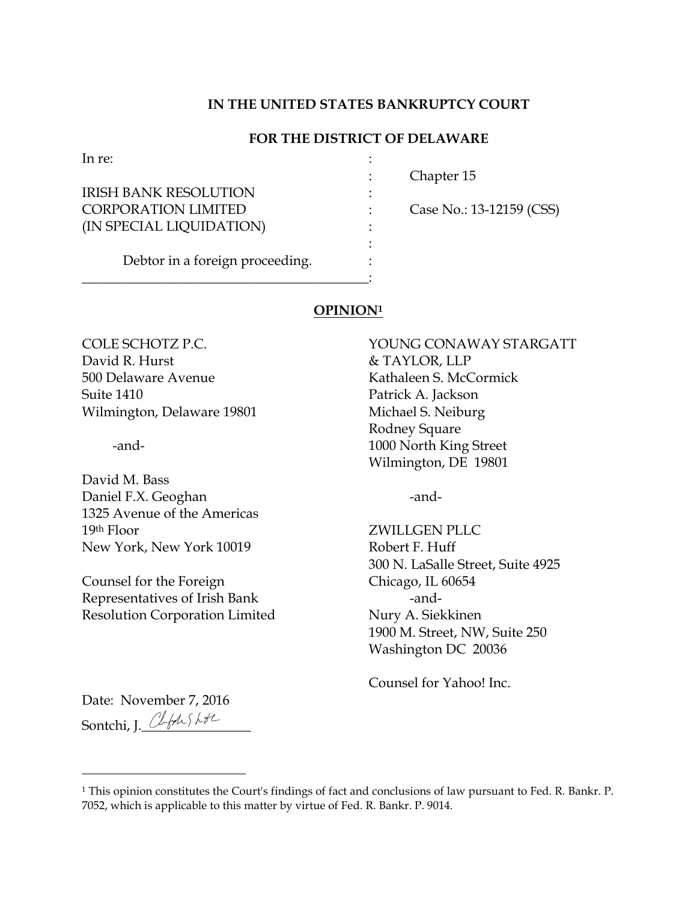**IN THE UNITED STATES BANKRUPTCY COURT**

**FOR THE DISTRICT OF DELAWARE**

| | | |
|---|---|---|
| In re: | : | |
| | : | Chapter 15 |
| IRISH BANK RESOLUTION | : | |
| CORPORATION LIMITED | : | Case No.: 13-12159 (CSS) |
| (IN SPECIAL LIQUIDATION) | : | |
| | : | |
| Debtor in a foreign proceeding. | : | |

**OPINION**[1]

COLE SCHOTZ P.C.
David R. Hurst
500 Delaware Avenue
Suite 1410
Wilmington, Delaware 19801

-and-

David M. Bass
Daniel F.X. Geoghan
1325 Avenue of the Americas
19th Floor
New York, New York 10019

Counsel for the Foreign Representatives of Irish Bank Resolution Corporation Limited

YOUNG CONAWAY STARGATT & TAYLOR, LLP
Kathaleen S. McCormick
Patrick A. Jackson
Michael S. Neiburg
Rodney Square
1000 North King Street
Wilmington, DE 19801

-and-

ZWILLGEN PLLC
Robert F. Huff
300 N. LaSalle Street, Suite 4925
Chicago, IL 60654

-and-

Nury A. Siekkinen
1900 M. Street, NW, Suite 250
Washington DC 20036

Counsel for Yahoo! Inc.

Date: November 7, 2016

Sontchi, J.________________

[1] This opinion constitutes the Court's findings of fact and conclusions of law pursuant to Fed. R. Bankr. P. 7052, which is applicable to this matter by virtue of Fed. R. Bankr. P. 9014.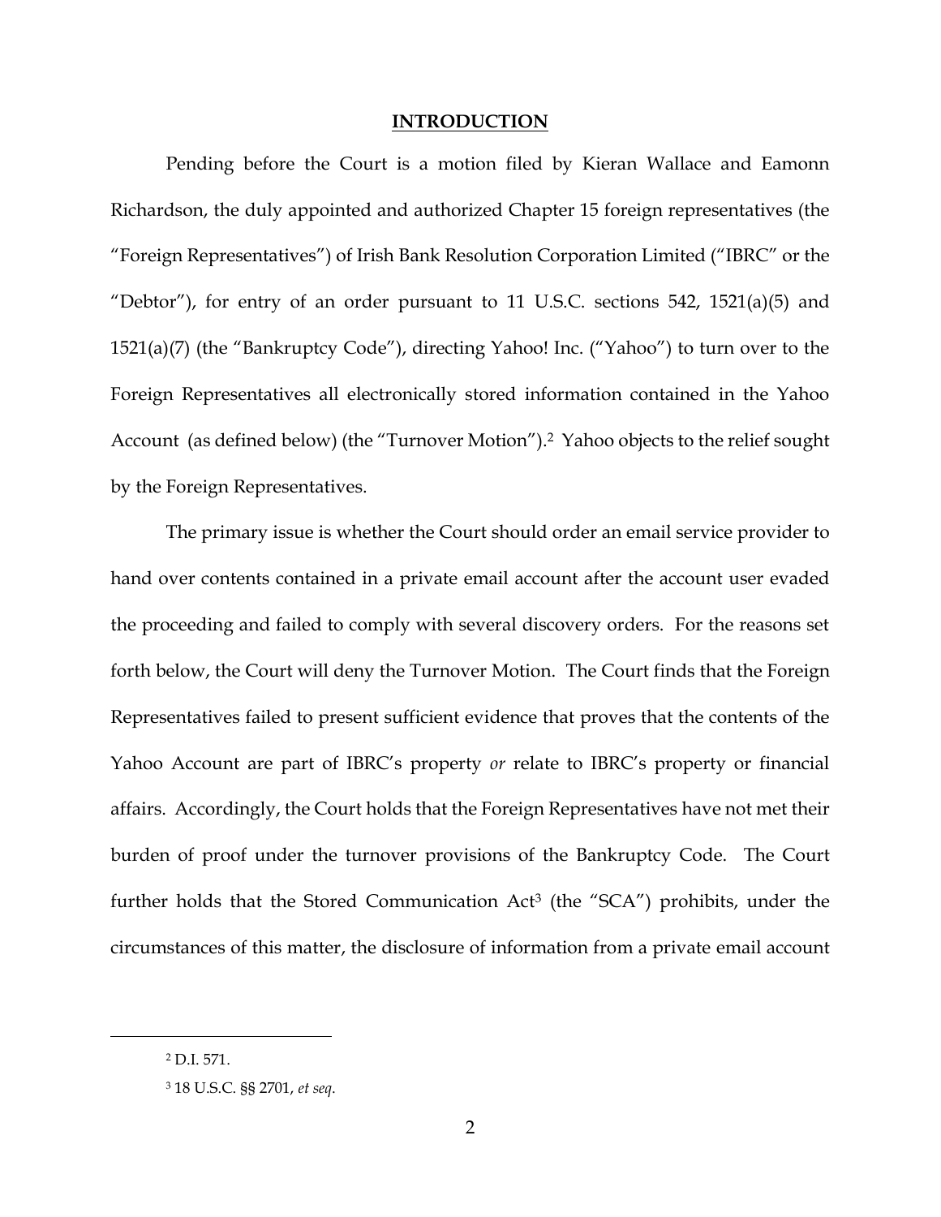## INTRODUCTION

Pending before the Court is a motion filed by Kieran Wallace and Eamonn Richardson, the duly appointed and authorized Chapter 15 foreign representatives (the "Foreign Representatives") of Irish Bank Resolution Corporation Limited ("IBRC" or the "Debtor"), for entry of an order pursuant to 11 U.S.C. sections 542, 1521(a)(5) and 1521(a)(7) (the "Bankruptcy Code"), directing Yahoo! Inc. ("Yahoo") to turn over to the Foreign Representatives all electronically stored information contained in the Yahoo Account (as defined below) (the "Turnover Motion").[2] Yahoo objects to the relief sought by the Foreign Representatives.

The primary issue is whether the Court should order an email service provider to hand over contents contained in a private email account after the account user evaded the proceeding and failed to comply with several discovery orders. For the reasons set forth below, the Court will deny the Turnover Motion. The Court finds that the Foreign Representatives failed to present sufficient evidence that proves that the contents of the Yahoo Account are part of IBRC's property *or* relate to IBRC's property or financial affairs. Accordingly, the Court holds that the Foreign Representatives have not met their burden of proof under the turnover provisions of the Bankruptcy Code. The Court further holds that the Stored Communication Act[3] (the "SCA") prohibits, under the circumstances of this matter, the disclosure of information from a private email account

---

[2] D.I. 571.

[3] 18 U.S.C. §§ 2701, *et seq*.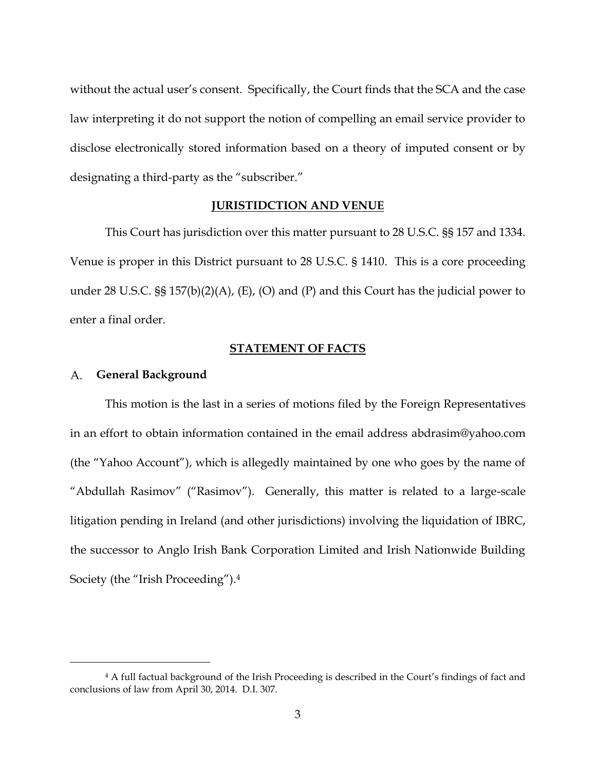without the actual user's consent. Specifically, the Court finds that the SCA and the case law interpreting it do not support the notion of compelling an email service provider to disclose electronically stored information based on a theory of imputed consent or by designating a third-party as the "subscriber."

## **JURISTIDCTION AND VENUE**

This Court has jurisdiction over this matter pursuant to 28 U.S.C. §§ 157 and 1334. Venue is proper in this District pursuant to 28 U.S.C. § 1410. This is a core proceeding under 28 U.S.C. §§ 157(b)(2)(A), (E), (O) and (P) and this Court has the judicial power to enter a final order.

## **STATEMENT OF FACTS**

### A. **General Background**

This motion is the last in a series of motions filed by the Foreign Representatives in an effort to obtain information contained in the email address abdrasim@yahoo.com (the "Yahoo Account"), which is allegedly maintained by one who goes by the name of "Abdullah Rasimov" ("Rasimov"). Generally, this matter is related to a large-scale litigation pending in Ireland (and other jurisdictions) involving the liquidation of IBRC, the successor to Anglo Irish Bank Corporation Limited and Irish Nationwide Building Society (the "Irish Proceeding").[4]

---

[4] A full factual background of the Irish Proceeding is described in the Court's findings of fact and conclusions of law from April 30, 2014. D.I. 307.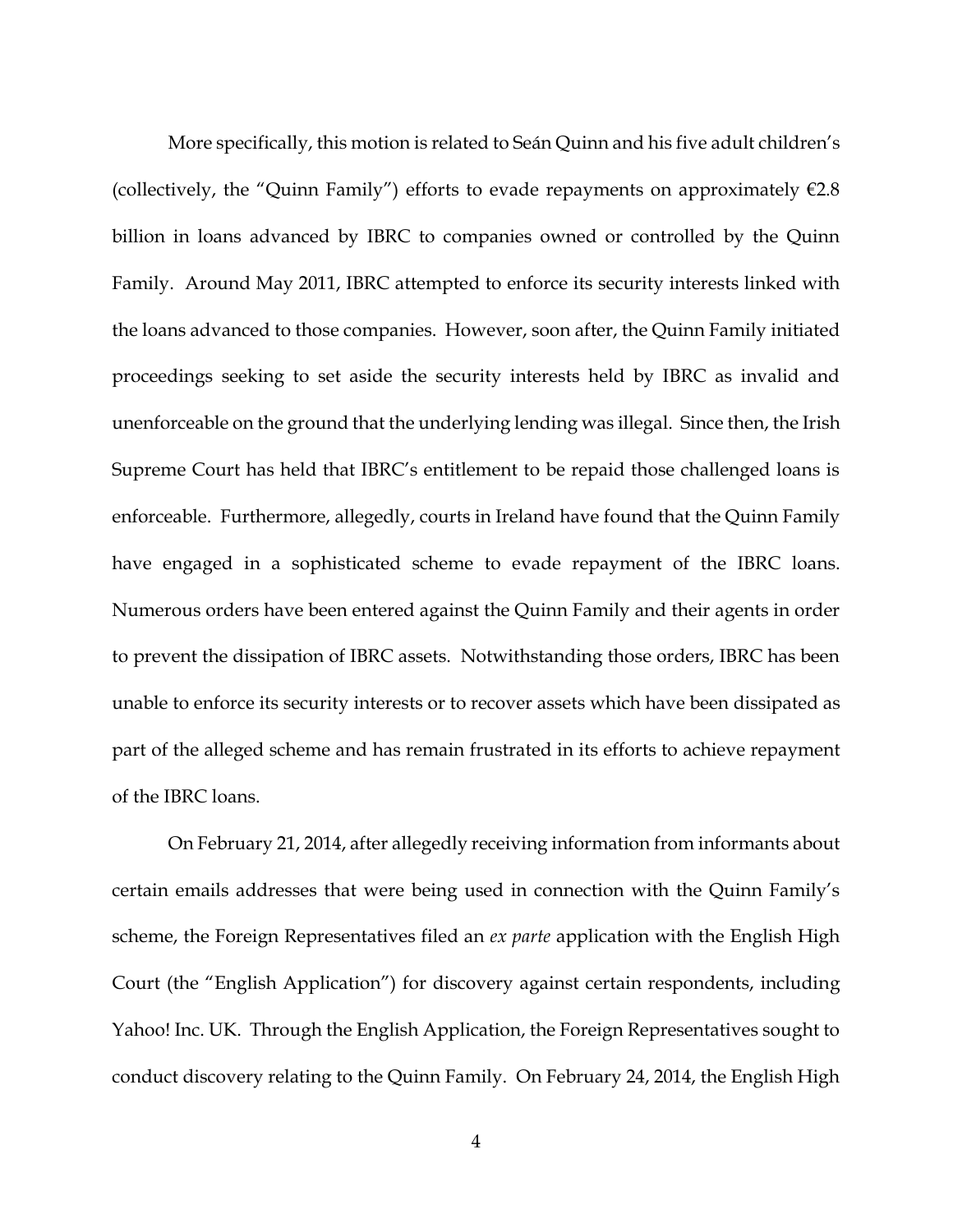More specifically, this motion is related to Seán Quinn and his five adult children's (collectively, the "Quinn Family") efforts to evade repayments on approximately €2.8 billion in loans advanced by IBRC to companies owned or controlled by the Quinn Family. Around May 2011, IBRC attempted to enforce its security interests linked with the loans advanced to those companies. However, soon after, the Quinn Family initiated proceedings seeking to set aside the security interests held by IBRC as invalid and unenforceable on the ground that the underlying lending was illegal. Since then, the Irish Supreme Court has held that IBRC's entitlement to be repaid those challenged loans is enforceable. Furthermore, allegedly, courts in Ireland have found that the Quinn Family have engaged in a sophisticated scheme to evade repayment of the IBRC loans. Numerous orders have been entered against the Quinn Family and their agents in order to prevent the dissipation of IBRC assets. Notwithstanding those orders, IBRC has been unable to enforce its security interests or to recover assets which have been dissipated as part of the alleged scheme and has remain frustrated in its efforts to achieve repayment of the IBRC loans.

On February 21, 2014, after allegedly receiving information from informants about certain emails addresses that were being used in connection with the Quinn Family's scheme, the Foreign Representatives filed an *ex parte* application with the English High Court (the "English Application") for discovery against certain respondents, including Yahoo! Inc. UK. Through the English Application, the Foreign Representatives sought to conduct discovery relating to the Quinn Family. On February 24, 2014, the English High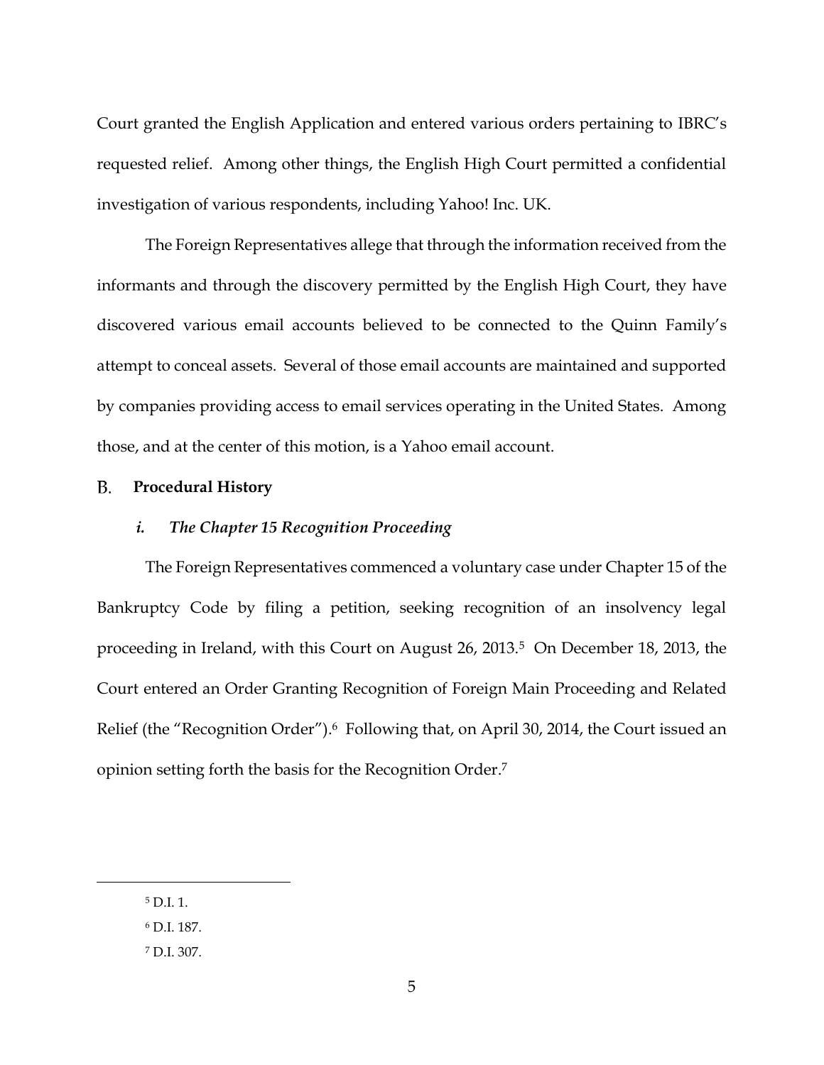Court granted the English Application and entered various orders pertaining to IBRC's requested relief. Among other things, the English High Court permitted a confidential investigation of various respondents, including Yahoo! Inc. UK.

The Foreign Representatives allege that through the information received from the informants and through the discovery permitted by the English High Court, they have discovered various email accounts believed to be connected to the Quinn Family's attempt to conceal assets. Several of those email accounts are maintained and supported by companies providing access to email services operating in the United States. Among those, and at the center of this motion, is a Yahoo email account.

### B. Procedural History

#### *i. The Chapter 15 Recognition Proceeding*

The Foreign Representatives commenced a voluntary case under Chapter 15 of the Bankruptcy Code by filing a petition, seeking recognition of an insolvency legal proceeding in Ireland, with this Court on August 26, 2013.[5] On December 18, 2013, the Court entered an Order Granting Recognition of Foreign Main Proceeding and Related Relief (the "Recognition Order").[6] Following that, on April 30, 2014, the Court issued an opinion setting forth the basis for the Recognition Order.[7]

---

[5] D.I. 1.

[6] D.I. 187.

[7] D.I. 307.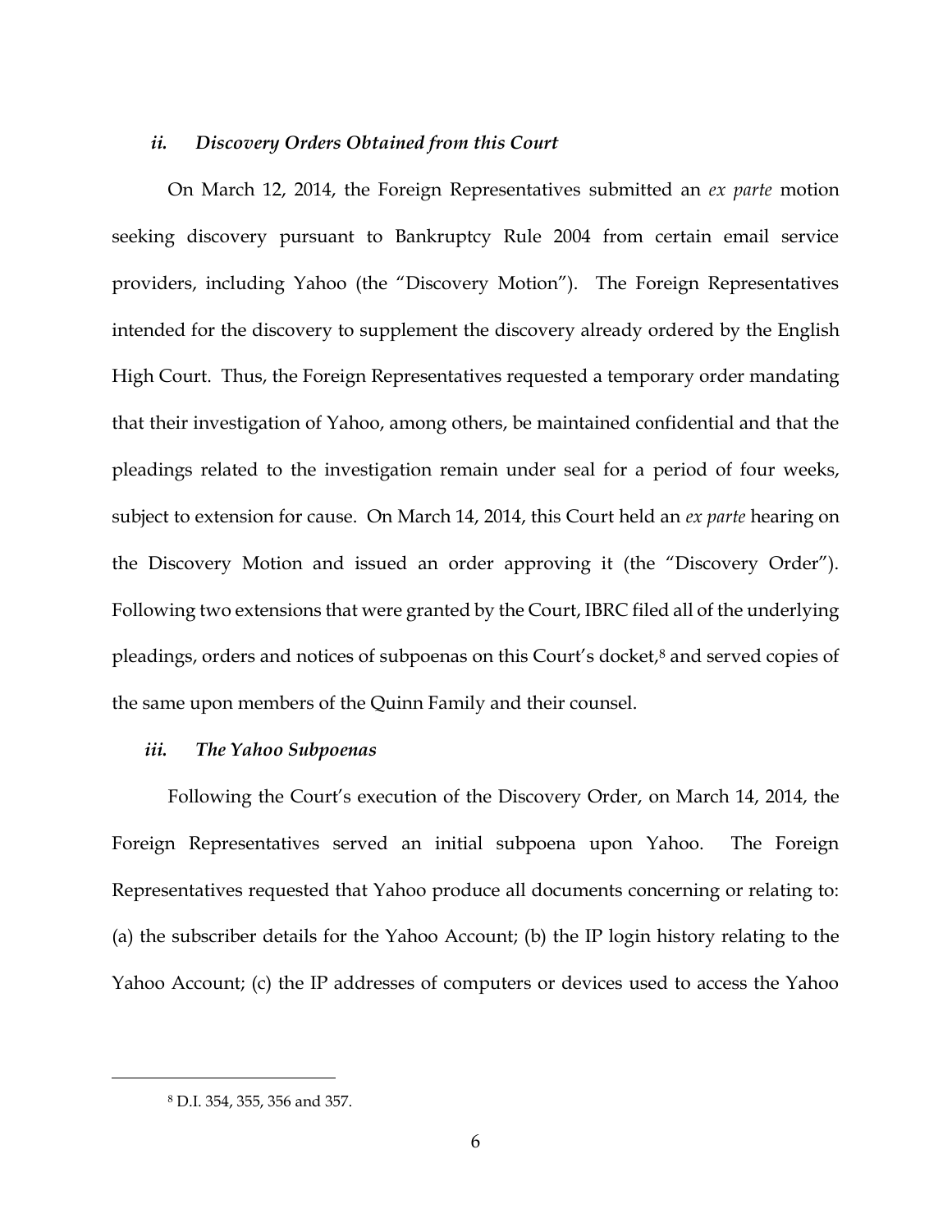### *ii. Discovery Orders Obtained from this Court*

On March 12, 2014, the Foreign Representatives submitted an *ex parte* motion seeking discovery pursuant to Bankruptcy Rule 2004 from certain email service providers, including Yahoo (the "Discovery Motion"). The Foreign Representatives intended for the discovery to supplement the discovery already ordered by the English High Court. Thus, the Foreign Representatives requested a temporary order mandating that their investigation of Yahoo, among others, be maintained confidential and that the pleadings related to the investigation remain under seal for a period of four weeks, subject to extension for cause. On March 14, 2014, this Court held an *ex parte* hearing on the Discovery Motion and issued an order approving it (the "Discovery Order"). Following two extensions that were granted by the Court, IBRC filed all of the underlying pleadings, orders and notices of subpoenas on this Court's docket,[8] and served copies of the same upon members of the Quinn Family and their counsel.

### *iii. The Yahoo Subpoenas*

Following the Court's execution of the Discovery Order, on March 14, 2014, the Foreign Representatives served an initial subpoena upon Yahoo. The Foreign Representatives requested that Yahoo produce all documents concerning or relating to: (a) the subscriber details for the Yahoo Account; (b) the IP login history relating to the Yahoo Account; (c) the IP addresses of computers or devices used to access the Yahoo

---

[8] D.I. 354, 355, 356 and 357.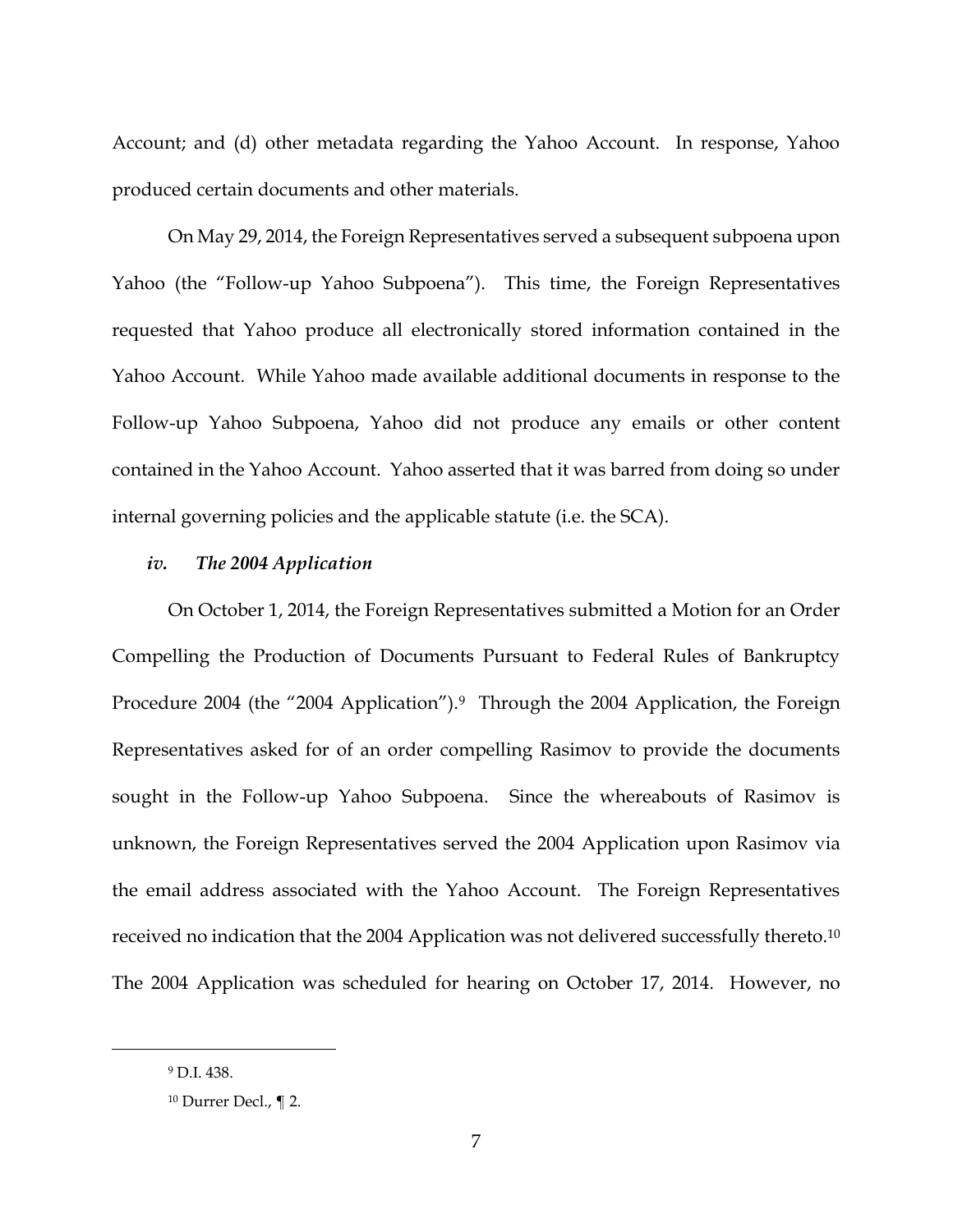Account; and (d) other metadata regarding the Yahoo Account. In response, Yahoo produced certain documents and other materials.

On May 29, 2014, the Foreign Representatives served a subsequent subpoena upon Yahoo (the "Follow-up Yahoo Subpoena"). This time, the Foreign Representatives requested that Yahoo produce all electronically stored information contained in the Yahoo Account. While Yahoo made available additional documents in response to the Follow-up Yahoo Subpoena, Yahoo did not produce any emails or other content contained in the Yahoo Account. Yahoo asserted that it was barred from doing so under internal governing policies and the applicable statute (i.e. the SCA).

### *iv. The 2004 Application*

On October 1, 2014, the Foreign Representatives submitted a Motion for an Order Compelling the Production of Documents Pursuant to Federal Rules of Bankruptcy Procedure 2004 (the "2004 Application").[9] Through the 2004 Application, the Foreign Representatives asked for of an order compelling Rasimov to provide the documents sought in the Follow-up Yahoo Subpoena. Since the whereabouts of Rasimov is unknown, the Foreign Representatives served the 2004 Application upon Rasimov via the email address associated with the Yahoo Account. The Foreign Representatives received no indication that the 2004 Application was not delivered successfully thereto.[10] The 2004 Application was scheduled for hearing on October 17, 2014. However, no

---

[9] D.I. 438.

[10] Durrer Decl., ¶ 2.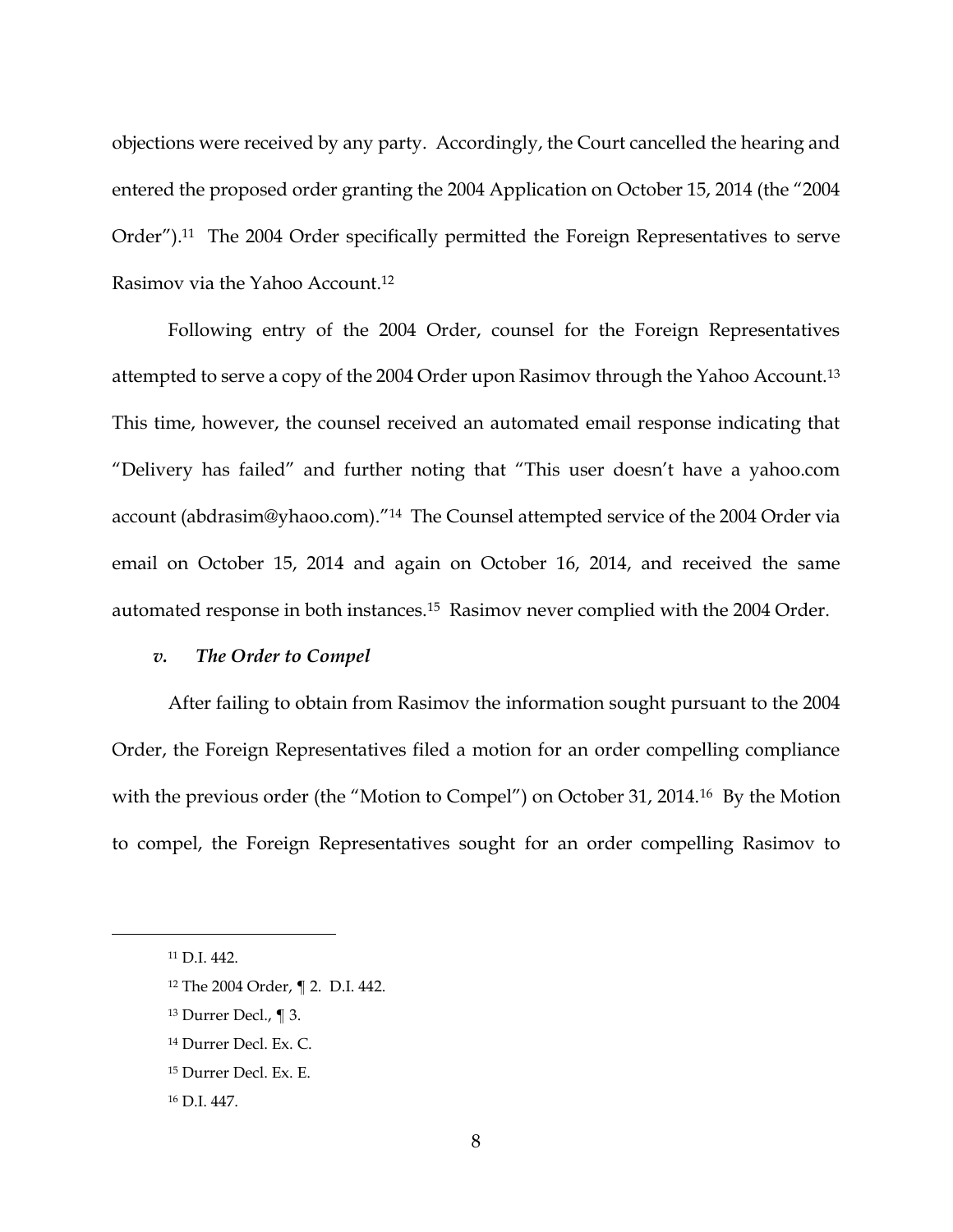objections were received by any party. Accordingly, the Court cancelled the hearing and entered the proposed order granting the 2004 Application on October 15, 2014 (the "2004 Order").[11] The 2004 Order specifically permitted the Foreign Representatives to serve Rasimov via the Yahoo Account.[12]

Following entry of the 2004 Order, counsel for the Foreign Representatives attempted to serve a copy of the 2004 Order upon Rasimov through the Yahoo Account.[13] This time, however, the counsel received an automated email response indicating that "Delivery has failed" and further noting that "This user doesn't have a yahoo.com account (abdrasim@yhaoo.com)."[14] The Counsel attempted service of the 2004 Order via email on October 15, 2014 and again on October 16, 2014, and received the same automated response in both instances.[15] Rasimov never complied with the 2004 Order.

### *v. The Order to Compel*

After failing to obtain from Rasimov the information sought pursuant to the 2004 Order, the Foreign Representatives filed a motion for an order compelling compliance with the previous order (the "Motion to Compel") on October 31, 2014.[16] By the Motion to compel, the Foreign Representatives sought for an order compelling Rasimov to

---

[11] D.I. 442.

[12] The 2004 Order, ¶ 2. D.I. 442.

[13] Durrer Decl., ¶ 3.

[14] Durrer Decl. Ex. C.

[15] Durrer Decl. Ex. E.

[16] D.I. 447.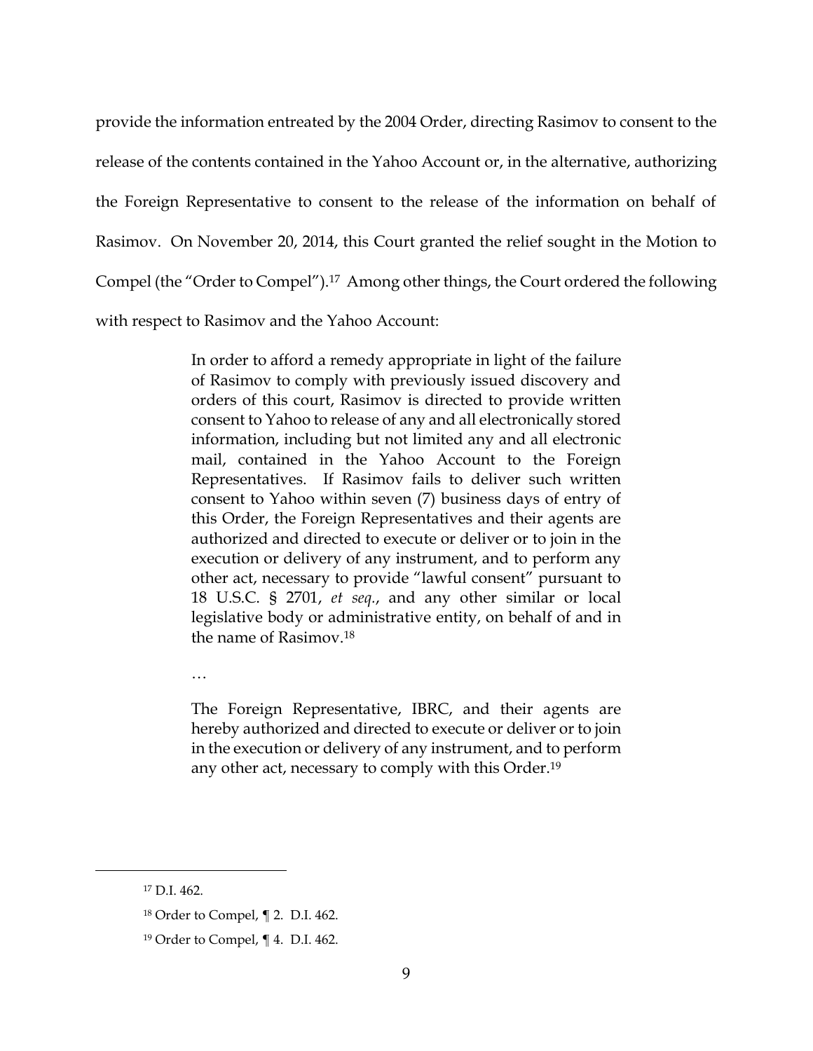provide the information entreated by the 2004 Order, directing Rasimov to consent to the release of the contents contained in the Yahoo Account or, in the alternative, authorizing the Foreign Representative to consent to the release of the information on behalf of Rasimov. On November 20, 2014, this Court granted the relief sought in the Motion to Compel (the "Order to Compel").[17] Among other things, the Court ordered the following with respect to Rasimov and the Yahoo Account:

> In order to afford a remedy appropriate in light of the failure of Rasimov to comply with previously issued discovery and orders of this court, Rasimov is directed to provide written consent to Yahoo to release of any and all electronically stored information, including but not limited any and all electronic mail, contained in the Yahoo Account to the Foreign Representatives. If Rasimov fails to deliver such written consent to Yahoo within seven (7) business days of entry of this Order, the Foreign Representatives and their agents are authorized and directed to execute or deliver or to join in the execution or delivery of any instrument, and to perform any other act, necessary to provide "lawful consent" pursuant to 18 U.S.C. § 2701, *et seq*., and any other similar or local legislative body or administrative entity, on behalf of and in the name of Rasimov.[18]
>
> …
>
> The Foreign Representative, IBRC, and their agents are hereby authorized and directed to execute or deliver or to join in the execution or delivery of any instrument, and to perform any other act, necessary to comply with this Order.[19]

---

[17] D.I. 462.

[18] Order to Compel, ¶ 2. D.I. 462.

[19] Order to Compel, ¶ 4. D.I. 462.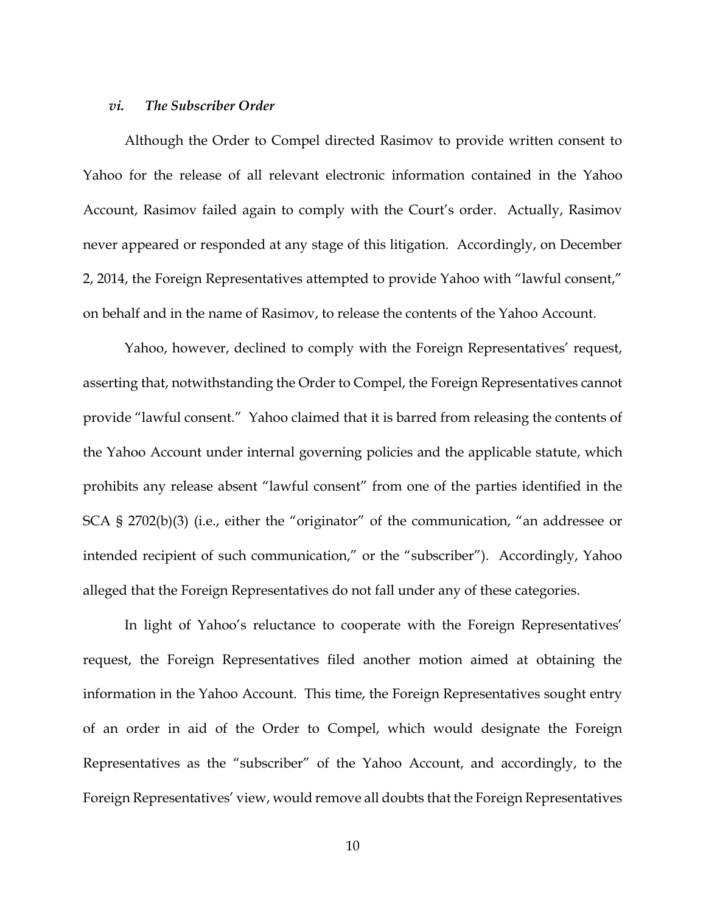### *vi. The Subscriber Order*

Although the Order to Compel directed Rasimov to provide written consent to Yahoo for the release of all relevant electronic information contained in the Yahoo Account, Rasimov failed again to comply with the Court's order. Actually, Rasimov never appeared or responded at any stage of this litigation. Accordingly, on December 2, 2014, the Foreign Representatives attempted to provide Yahoo with "lawful consent," on behalf and in the name of Rasimov, to release the contents of the Yahoo Account.

Yahoo, however, declined to comply with the Foreign Representatives' request, asserting that, notwithstanding the Order to Compel, the Foreign Representatives cannot provide "lawful consent." Yahoo claimed that it is barred from releasing the contents of the Yahoo Account under internal governing policies and the applicable statute, which prohibits any release absent "lawful consent" from one of the parties identified in the SCA § 2702(b)(3) (i.e., either the "originator" of the communication, "an addressee or intended recipient of such communication," or the "subscriber"). Accordingly, Yahoo alleged that the Foreign Representatives do not fall under any of these categories.

In light of Yahoo's reluctance to cooperate with the Foreign Representatives' request, the Foreign Representatives filed another motion aimed at obtaining the information in the Yahoo Account. This time, the Foreign Representatives sought entry of an order in aid of the Order to Compel, which would designate the Foreign Representatives as the "subscriber" of the Yahoo Account, and accordingly, to the Foreign Representatives' view, would remove all doubts that the Foreign Representatives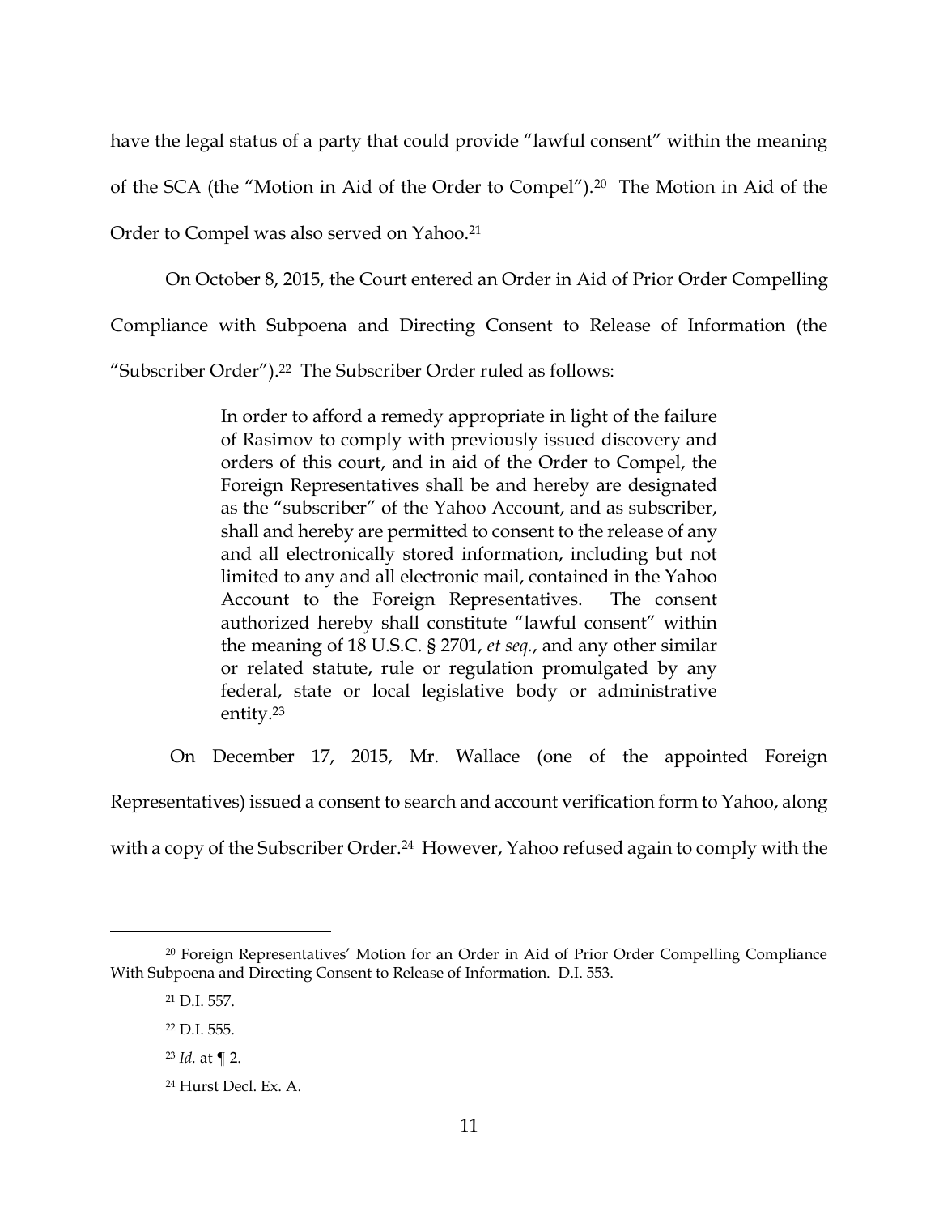have the legal status of a party that could provide "lawful consent" within the meaning of the SCA (the "Motion in Aid of the Order to Compel").[20] The Motion in Aid of the Order to Compel was also served on Yahoo.[21]

On October 8, 2015, the Court entered an Order in Aid of Prior Order Compelling Compliance with Subpoena and Directing Consent to Release of Information (the "Subscriber Order").[22] The Subscriber Order ruled as follows:

> In order to afford a remedy appropriate in light of the failure of Rasimov to comply with previously issued discovery and orders of this court, and in aid of the Order to Compel, the Foreign Representatives shall be and hereby are designated as the "subscriber" of the Yahoo Account, and as subscriber, shall and hereby are permitted to consent to the release of any and all electronically stored information, including but not limited to any and all electronic mail, contained in the Yahoo Account to the Foreign Representatives. The consent authorized hereby shall constitute "lawful consent" within the meaning of 18 U.S.C. § 2701, *et seq.*, and any other similar or related statute, rule or regulation promulgated by any federal, state or local legislative body or administrative entity.[23]

On December 17, 2015, Mr. Wallace (one of the appointed Foreign Representatives) issued a consent to search and account verification form to Yahoo, along with a copy of the Subscriber Order.[24] However, Yahoo refused again to comply with the

---

[20] Foreign Representatives' Motion for an Order in Aid of Prior Order Compelling Compliance With Subpoena and Directing Consent to Release of Information. D.I. 553.

[21] D.I. 557.

[22] D.I. 555.

[23] *Id.* at ¶ 2.

[24] Hurst Decl. Ex. A.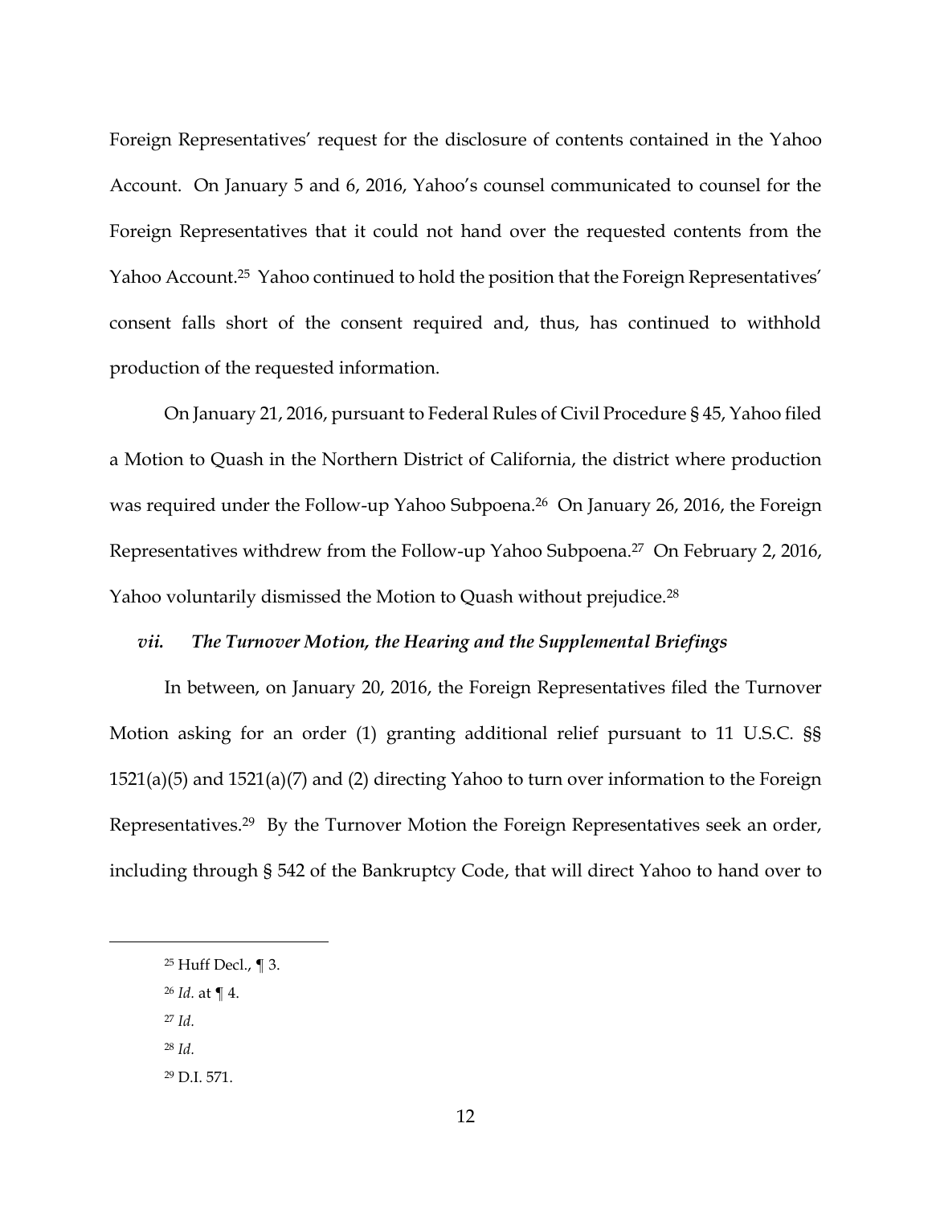Foreign Representatives' request for the disclosure of contents contained in the Yahoo Account. On January 5 and 6, 2016, Yahoo's counsel communicated to counsel for the Foreign Representatives that it could not hand over the requested contents from the Yahoo Account.[25] Yahoo continued to hold the position that the Foreign Representatives' consent falls short of the consent required and, thus, has continued to withhold production of the requested information.

On January 21, 2016, pursuant to Federal Rules of Civil Procedure § 45, Yahoo filed a Motion to Quash in the Northern District of California, the district where production was required under the Follow-up Yahoo Subpoena.[26] On January 26, 2016, the Foreign Representatives withdrew from the Follow-up Yahoo Subpoena.[27] On February 2, 2016, Yahoo voluntarily dismissed the Motion to Quash without prejudice.[28]

### *vii. The Turnover Motion, the Hearing and the Supplemental Briefings*

In between, on January 20, 2016, the Foreign Representatives filed the Turnover Motion asking for an order (1) granting additional relief pursuant to 11 U.S.C. §§ 1521(a)(5) and 1521(a)(7) and (2) directing Yahoo to turn over information to the Foreign Representatives.[29] By the Turnover Motion the Foreign Representatives seek an order, including through § 542 of the Bankruptcy Code, that will direct Yahoo to hand over to

---

[25] Huff Decl., ¶ 3.

[26] *Id.* at ¶ 4.

[27] *Id.*

[28] *Id.*

[29] D.I. 571.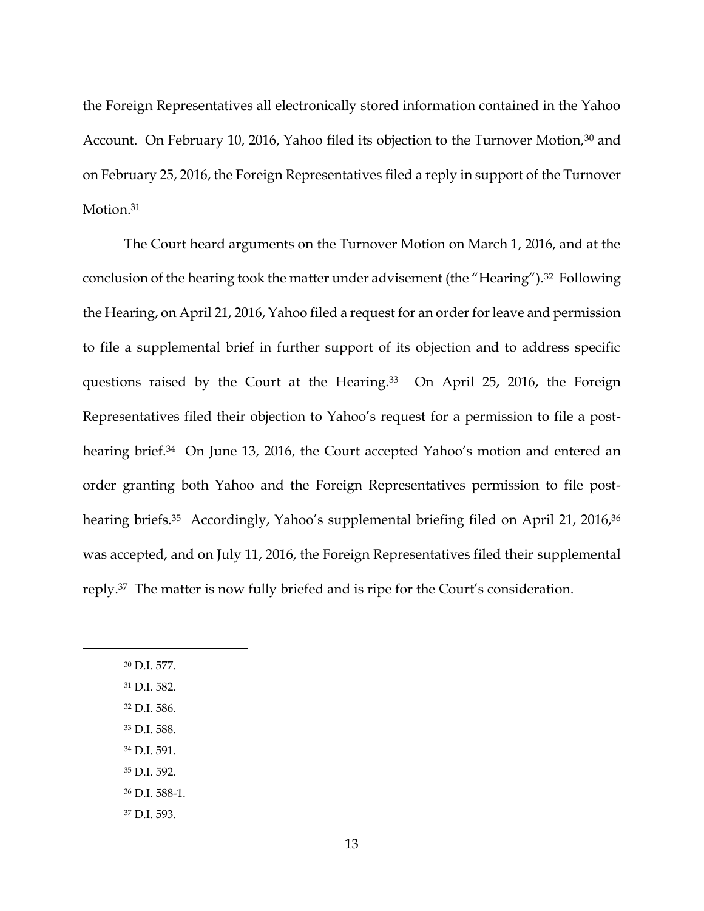the Foreign Representatives all electronically stored information contained in the Yahoo Account. On February 10, 2016, Yahoo filed its objection to the Turnover Motion,[30] and on February 25, 2016, the Foreign Representatives filed a reply in support of the Turnover Motion.[31]

The Court heard arguments on the Turnover Motion on March 1, 2016, and at the conclusion of the hearing took the matter under advisement (the "Hearing").[32] Following the Hearing, on April 21, 2016, Yahoo filed a request for an order for leave and permission to file a supplemental brief in further support of its objection and to address specific questions raised by the Court at the Hearing.[33] On April 25, 2016, the Foreign Representatives filed their objection to Yahoo's request for a permission to file a post-hearing brief.[34] On June 13, 2016, the Court accepted Yahoo's motion and entered an order granting both Yahoo and the Foreign Representatives permission to file post-hearing briefs.[35] Accordingly, Yahoo's supplemental briefing filed on April 21, 2016,[36] was accepted, and on July 11, 2016, the Foreign Representatives filed their supplemental reply.[37] The matter is now fully briefed and is ripe for the Court's consideration.

---

[30] D.I. 577.

[31] D.I. 582.

[32] D.I. 586.

[33] D.I. 588.

[34] D.I. 591.

[35] D.I. 592.

[36] D.I. 588-1.

[37] D.I. 593.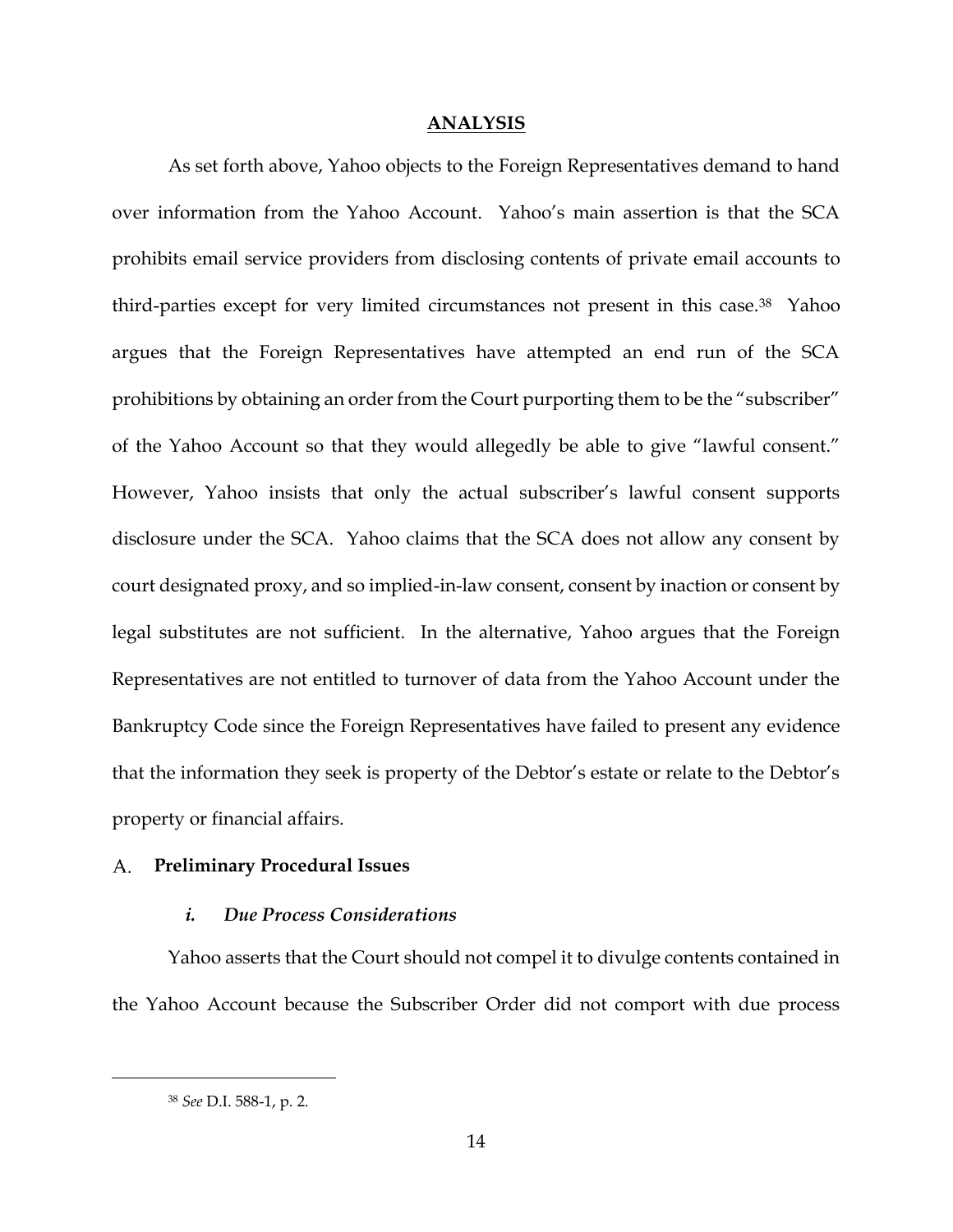## ANALYSIS

As set forth above, Yahoo objects to the Foreign Representatives demand to hand over information from the Yahoo Account. Yahoo's main assertion is that the SCA prohibits email service providers from disclosing contents of private email accounts to third-parties except for very limited circumstances not present in this case.[38] Yahoo argues that the Foreign Representatives have attempted an end run of the SCA prohibitions by obtaining an order from the Court purporting them to be the "subscriber" of the Yahoo Account so that they would allegedly be able to give "lawful consent." However, Yahoo insists that only the actual subscriber's lawful consent supports disclosure under the SCA. Yahoo claims that the SCA does not allow any consent by court designated proxy, and so implied-in-law consent, consent by inaction or consent by legal substitutes are not sufficient. In the alternative, Yahoo argues that the Foreign Representatives are not entitled to turnover of data from the Yahoo Account under the Bankruptcy Code since the Foreign Representatives have failed to present any evidence that the information they seek is property of the Debtor's estate or relate to the Debtor's property or financial affairs.

### A. Preliminary Procedural Issues

#### *i. Due Process Considerations*

Yahoo asserts that the Court should not compel it to divulge contents contained in the Yahoo Account because the Subscriber Order did not comport with due process

---

[38] *See* D.I. 588-1, p. 2.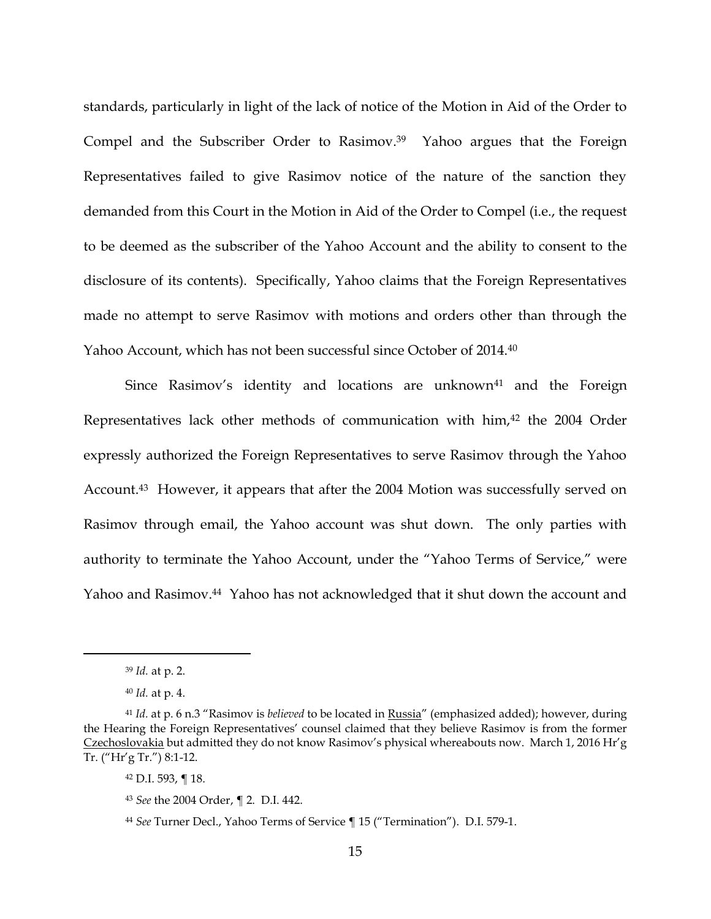standards, particularly in light of the lack of notice of the Motion in Aid of the Order to Compel and the Subscriber Order to Rasimov.[39] Yahoo argues that the Foreign Representatives failed to give Rasimov notice of the nature of the sanction they demanded from this Court in the Motion in Aid of the Order to Compel (i.e., the request to be deemed as the subscriber of the Yahoo Account and the ability to consent to the disclosure of its contents). Specifically, Yahoo claims that the Foreign Representatives made no attempt to serve Rasimov with motions and orders other than through the Yahoo Account, which has not been successful since October of 2014.[40]

Since Rasimov's identity and locations are unknown[41] and the Foreign Representatives lack other methods of communication with him,[42] the 2004 Order expressly authorized the Foreign Representatives to serve Rasimov through the Yahoo Account.[43] However, it appears that after the 2004 Motion was successfully served on Rasimov through email, the Yahoo account was shut down. The only parties with authority to terminate the Yahoo Account, under the "Yahoo Terms of Service," were Yahoo and Rasimov.[44] Yahoo has not acknowledged that it shut down the account and

---

[39] *Id.* at p. 2.

[40] *Id.* at p. 4.

[41] *Id.* at p. 6 n.3 "Rasimov is *believed* to be located in Russia" (emphasized added); however, during the Hearing the Foreign Representatives' counsel claimed that they believe Rasimov is from the former Czechoslovakia but admitted they do not know Rasimov's physical whereabouts now. March 1, 2016 Hr'g Tr. ("Hr'g Tr.") 8:1-12.

[42] D.I. 593, ¶ 18.

[43] *See* the 2004 Order, ¶ 2. D.I. 442.

[44] *See* Turner Decl., Yahoo Terms of Service ¶ 15 ("Termination"). D.I. 579-1.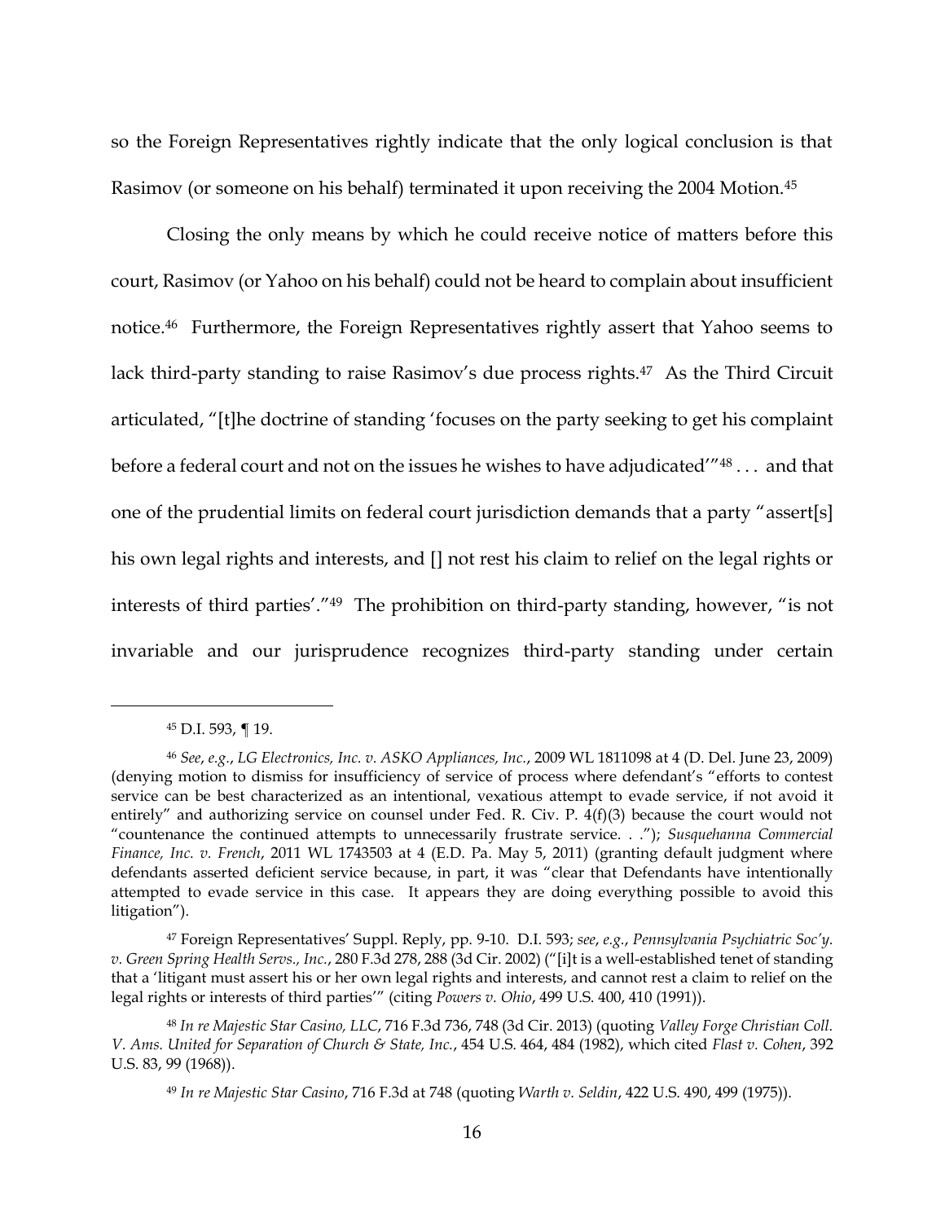so the Foreign Representatives rightly indicate that the only logical conclusion is that Rasimov (or someone on his behalf) terminated it upon receiving the 2004 Motion.[45]

Closing the only means by which he could receive notice of matters before this court, Rasimov (or Yahoo on his behalf) could not be heard to complain about insufficient notice.[46] Furthermore, the Foreign Representatives rightly assert that Yahoo seems to lack third-party standing to raise Rasimov's due process rights.[47] As the Third Circuit articulated, "[t]he doctrine of standing 'focuses on the party seeking to get his complaint before a federal court and not on the issues he wishes to have adjudicated'"[48] . . . and that one of the prudential limits on federal court jurisdiction demands that a party "assert[s] his own legal rights and interests, and [] not rest his claim to relief on the legal rights or interests of third parties'."[49] The prohibition on third-party standing, however, "is not invariable and our jurisprudence recognizes third-party standing under certain

---

[45] D.I. 593, ¶ 19.

[46] *See*, *e.g.*, *LG Electronics, Inc. v. ASKO Appliances, Inc.*, 2009 WL 1811098 at 4 (D. Del. June 23, 2009) (denying motion to dismiss for insufficiency of service of process where defendant's "efforts to contest service can be best characterized as an intentional, vexatious attempt to evade service, if not avoid it entirely" and authorizing service on counsel under Fed. R. Civ. P. 4(f)(3) because the court would not "countenance the continued attempts to unnecessarily frustrate service. . ."); *Susquehanna Commercial Finance, Inc. v. French*, 2011 WL 1743503 at 4 (E.D. Pa. May 5, 2011) (granting default judgment where defendants asserted deficient service because, in part, it was "clear that Defendants have intentionally attempted to evade service in this case. It appears they are doing everything possible to avoid this litigation").

[47] Foreign Representatives' Suppl. Reply, pp. 9-10. D.I. 593; *see*, *e.g.*, *Pennsylvania Psychiatric Soc'y. v. Green Spring Health Servs., Inc.*, 280 F.3d 278, 288 (3d Cir. 2002) ("[i]t is a well-established tenet of standing that a 'litigant must assert his or her own legal rights and interests, and cannot rest a claim to relief on the legal rights or interests of third parties'" (citing *Powers v. Ohio*, 499 U.S. 400, 410 (1991)).

[48] *In re Majestic Star Casino, LLC*, 716 F.3d 736, 748 (3d Cir. 2013) (quoting *Valley Forge Christian Coll. V. Ams. United for Separation of Church & State, Inc.*, 454 U.S. 464, 484 (1982), which cited *Flast v. Cohen*, 392 U.S. 83, 99 (1968)).

[49] *In re Majestic Star Casino*, 716 F.3d at 748 (quoting *Warth v. Seldin*, 422 U.S. 490, 499 (1975)).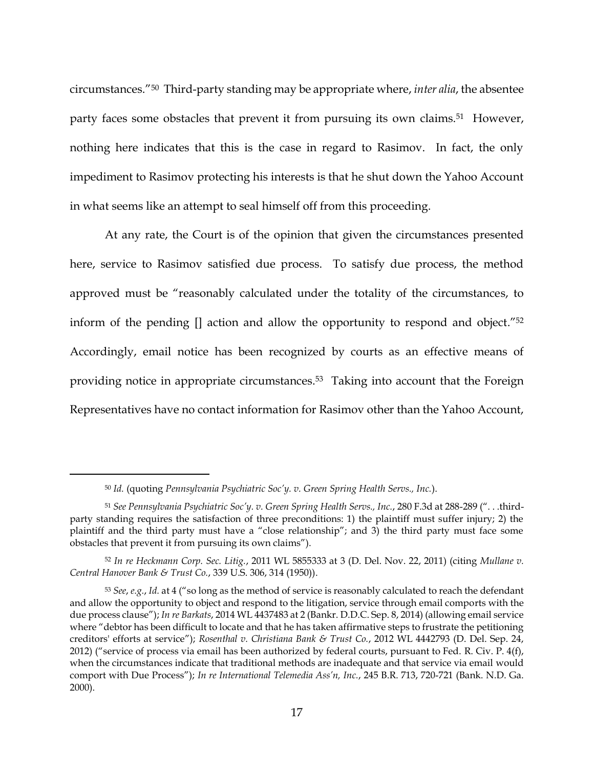circumstances."[50] Third-party standing may be appropriate where, *inter alia*, the absentee party faces some obstacles that prevent it from pursuing its own claims.[51] However, nothing here indicates that this is the case in regard to Rasimov. In fact, the only impediment to Rasimov protecting his interests is that he shut down the Yahoo Account in what seems like an attempt to seal himself off from this proceeding.

At any rate, the Court is of the opinion that given the circumstances presented here, service to Rasimov satisfied due process. To satisfy due process, the method approved must be "reasonably calculated under the totality of the circumstances, to inform of the pending [] action and allow the opportunity to respond and object."[52] Accordingly, email notice has been recognized by courts as an effective means of providing notice in appropriate circumstances.[53] Taking into account that the Foreign Representatives have no contact information for Rasimov other than the Yahoo Account,

---

[50] *Id.* (quoting *Pennsylvania Psychiatric Soc'y. v. Green Spring Health Servs., Inc.*).

[51] *See Pennsylvania Psychiatric Soc'y. v. Green Spring Health Servs., Inc.*, 280 F.3d at 288-289 (". . .third-party standing requires the satisfaction of three preconditions: 1) the plaintiff must suffer injury; 2) the plaintiff and the third party must have a "close relationship"; and 3) the third party must face some obstacles that prevent it from pursuing its own claims").

[52] *In re Heckmann Corp. Sec. Litig.*, 2011 WL 5855333 at 3 (D. Del. Nov. 22, 2011) (citing *Mullane v. Central Hanover Bank & Trust Co.*, 339 U.S. 306, 314 (1950)).

[53] *See*, *e.g.*, *Id.* at 4 ("so long as the method of service is reasonably calculated to reach the defendant and allow the opportunity to object and respond to the litigation, service through email comports with the due process clause"); *In re Barkats*, 2014 WL 4437483 at 2 (Bankr. D.D.C. Sep. 8, 2014) (allowing email service where "debtor has been difficult to locate and that he has taken affirmative steps to frustrate the petitioning creditors' efforts at service"); *Rosenthal v. Christiana Bank & Trust Co.*, 2012 WL 4442793 (D. Del. Sep. 24, 2012) ("service of process via email has been authorized by federal courts, pursuant to Fed. R. Civ. P. 4(f), when the circumstances indicate that traditional methods are inadequate and that service via email would comport with Due Process"); *In re International Telemedia Ass'n, Inc.*, 245 B.R. 713, 720-721 (Bank. N.D. Ga. 2000).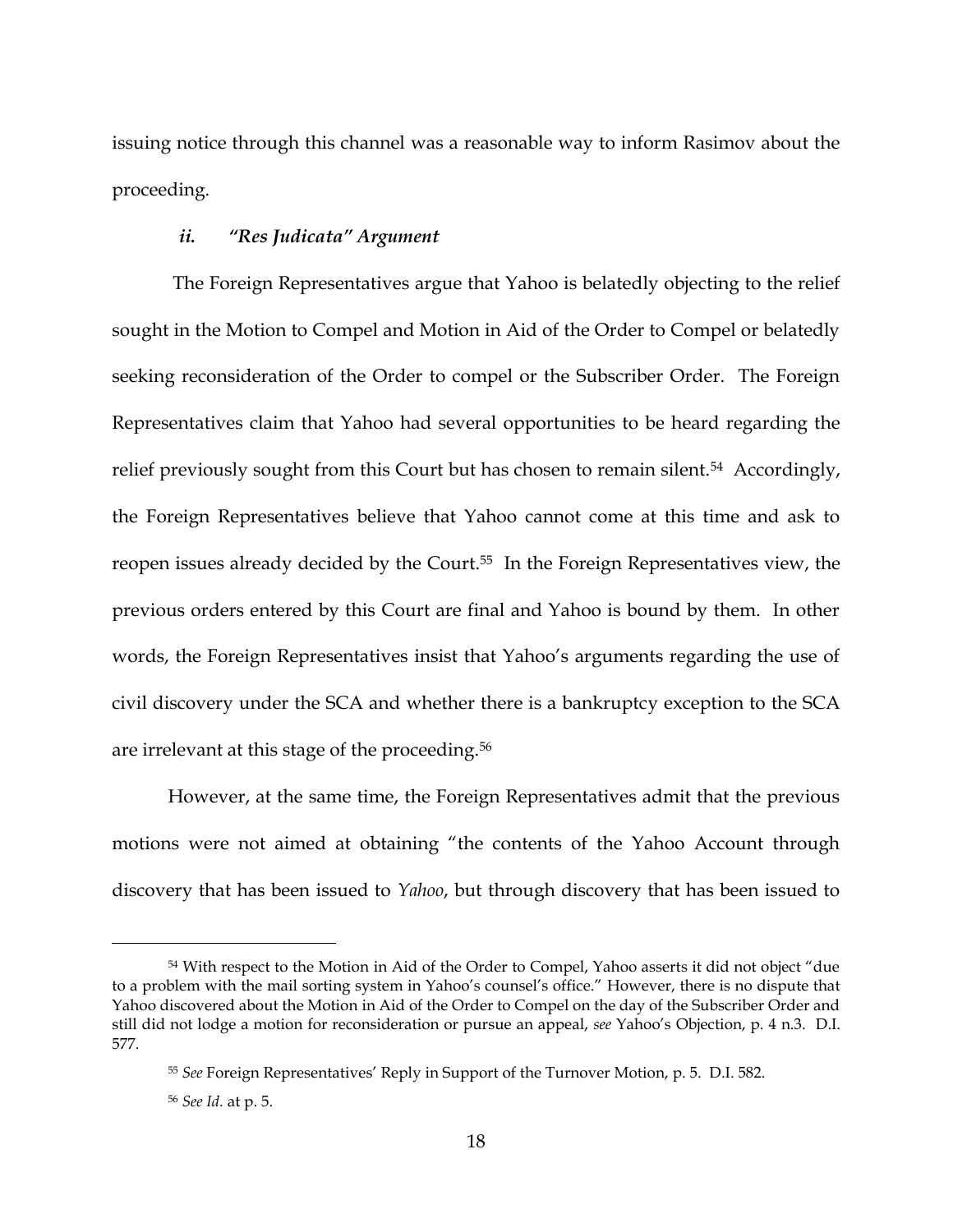issuing notice through this channel was a reasonable way to inform Rasimov about the proceeding.

### *ii. "Res Judicata" Argument*

The Foreign Representatives argue that Yahoo is belatedly objecting to the relief sought in the Motion to Compel and Motion in Aid of the Order to Compel or belatedly seeking reconsideration of the Order to compel or the Subscriber Order. The Foreign Representatives claim that Yahoo had several opportunities to be heard regarding the relief previously sought from this Court but has chosen to remain silent.[54] Accordingly, the Foreign Representatives believe that Yahoo cannot come at this time and ask to reopen issues already decided by the Court.[55] In the Foreign Representatives view, the previous orders entered by this Court are final and Yahoo is bound by them. In other words, the Foreign Representatives insist that Yahoo's arguments regarding the use of civil discovery under the SCA and whether there is a bankruptcy exception to the SCA are irrelevant at this stage of the proceeding.[56]

However, at the same time, the Foreign Representatives admit that the previous motions were not aimed at obtaining "the contents of the Yahoo Account through discovery that has been issued to *Yahoo*, but through discovery that has been issued to

---

[54] With respect to the Motion in Aid of the Order to Compel, Yahoo asserts it did not object "due to a problem with the mail sorting system in Yahoo's counsel's office." However, there is no dispute that Yahoo discovered about the Motion in Aid of the Order to Compel on the day of the Subscriber Order and still did not lodge a motion for reconsideration or pursue an appeal, *see* Yahoo's Objection, p. 4 n.3. D.I. 577.

[55] *See* Foreign Representatives' Reply in Support of the Turnover Motion, p. 5. D.I. 582.

[56] *See Id.* at p. 5.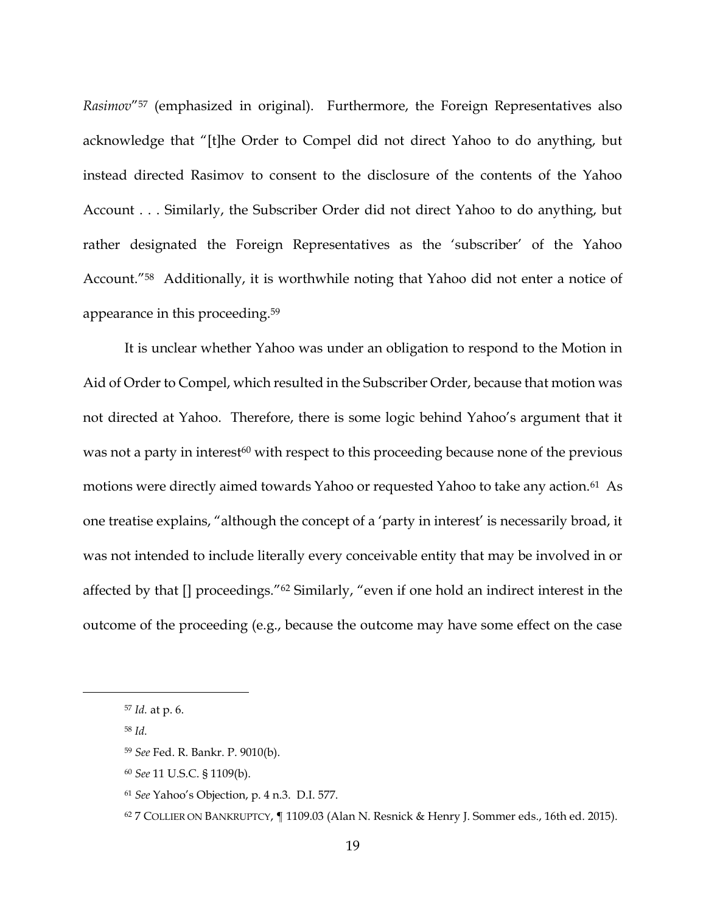*Rasimov*"[57] (emphasized in original). Furthermore, the Foreign Representatives also acknowledge that "[t]he Order to Compel did not direct Yahoo to do anything, but instead directed Rasimov to consent to the disclosure of the contents of the Yahoo Account . . . Similarly, the Subscriber Order did not direct Yahoo to do anything, but rather designated the Foreign Representatives as the 'subscriber' of the Yahoo Account."[58] Additionally, it is worthwhile noting that Yahoo did not enter a notice of appearance in this proceeding.[59]

It is unclear whether Yahoo was under an obligation to respond to the Motion in Aid of Order to Compel, which resulted in the Subscriber Order, because that motion was not directed at Yahoo. Therefore, there is some logic behind Yahoo's argument that it was not a party in interest[60] with respect to this proceeding because none of the previous motions were directly aimed towards Yahoo or requested Yahoo to take any action.[61] As one treatise explains, "although the concept of a 'party in interest' is necessarily broad, it was not intended to include literally every conceivable entity that may be involved in or affected by that [] proceedings."[62] Similarly, "even if one hold an indirect interest in the outcome of the proceeding (e.g., because the outcome may have some effect on the case

---

[57] *Id.* at p. 6.

[58] *Id.*

[59] *See* Fed. R. Bankr. P. 9010(b).

[60] *See* 11 U.S.C. § 1109(b).

[61] *See* Yahoo's Objection, p. 4 n.3. D.I. 577.

[62] 7 COLLIER ON BANKRUPTCY, ¶ 1109.03 (Alan N. Resnick & Henry J. Sommer eds., 16th ed. 2015).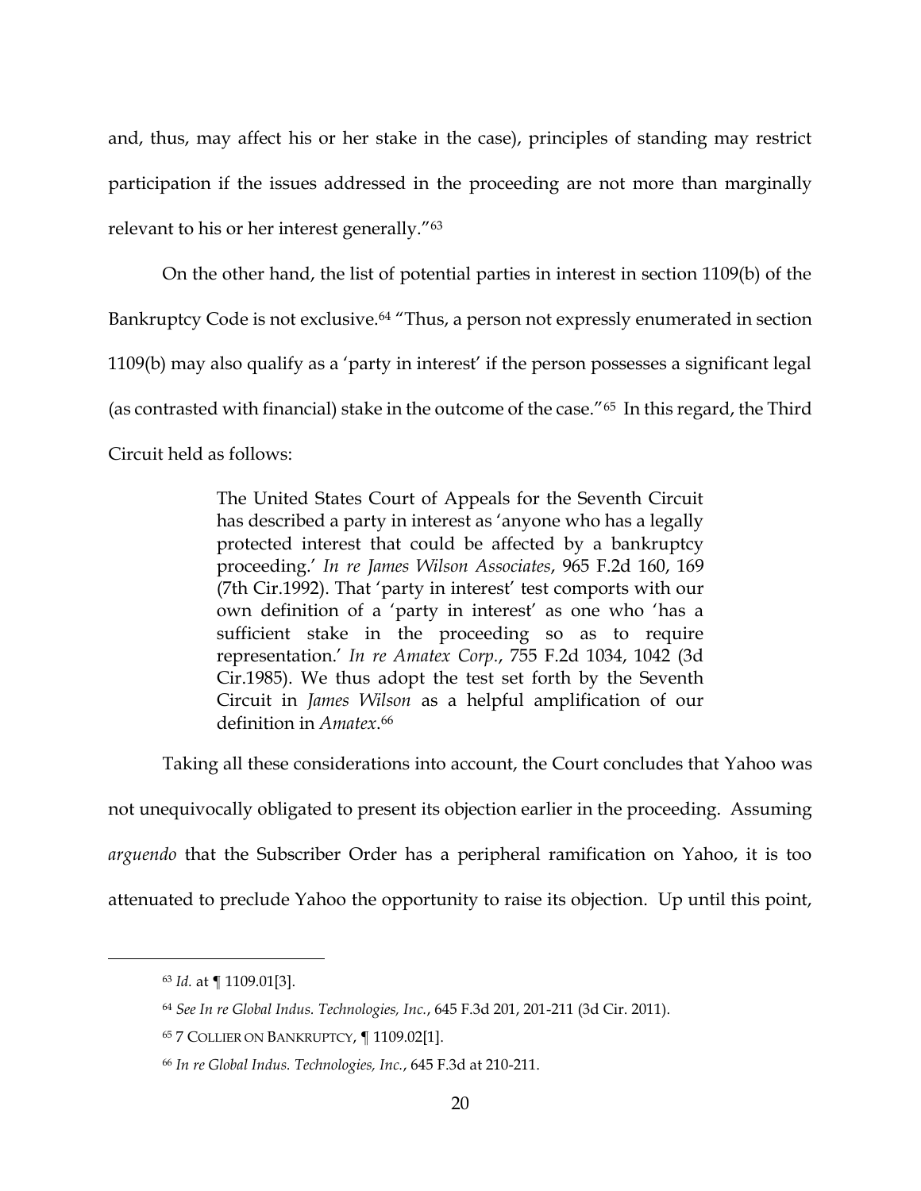and, thus, may affect his or her stake in the case), principles of standing may restrict participation if the issues addressed in the proceeding are not more than marginally relevant to his or her interest generally."[63]

On the other hand, the list of potential parties in interest in section 1109(b) of the Bankruptcy Code is not exclusive.[64] "Thus, a person not expressly enumerated in section 1109(b) may also qualify as a 'party in interest' if the person possesses a significant legal (as contrasted with financial) stake in the outcome of the case."[65] In this regard, the Third Circuit held as follows:

> The United States Court of Appeals for the Seventh Circuit has described a party in interest as 'anyone who has a legally protected interest that could be affected by a bankruptcy proceeding.' *In re James Wilson Associates*, 965 F.2d 160, 169 (7th Cir.1992). That 'party in interest' test comports with our own definition of a 'party in interest' as one who 'has a sufficient stake in the proceeding so as to require representation.' *In re Amatex Corp.*, 755 F.2d 1034, 1042 (3d Cir.1985). We thus adopt the test set forth by the Seventh Circuit in *James Wilson* as a helpful amplification of our definition in *Amatex*.[66]

Taking all these considerations into account, the Court concludes that Yahoo was not unequivocally obligated to present its objection earlier in the proceeding. Assuming *arguendo* that the Subscriber Order has a peripheral ramification on Yahoo, it is too attenuated to preclude Yahoo the opportunity to raise its objection. Up until this point,

---

[63] *Id.* at ¶ 1109.01[3].

[64] *See In re Global Indus. Technologies, Inc.*, 645 F.3d 201, 201-211 (3d Cir. 2011).

[65] 7 COLLIER ON BANKRUPTCY, ¶ 1109.02[1].

[66] *In re Global Indus. Technologies, Inc.*, 645 F.3d at 210-211.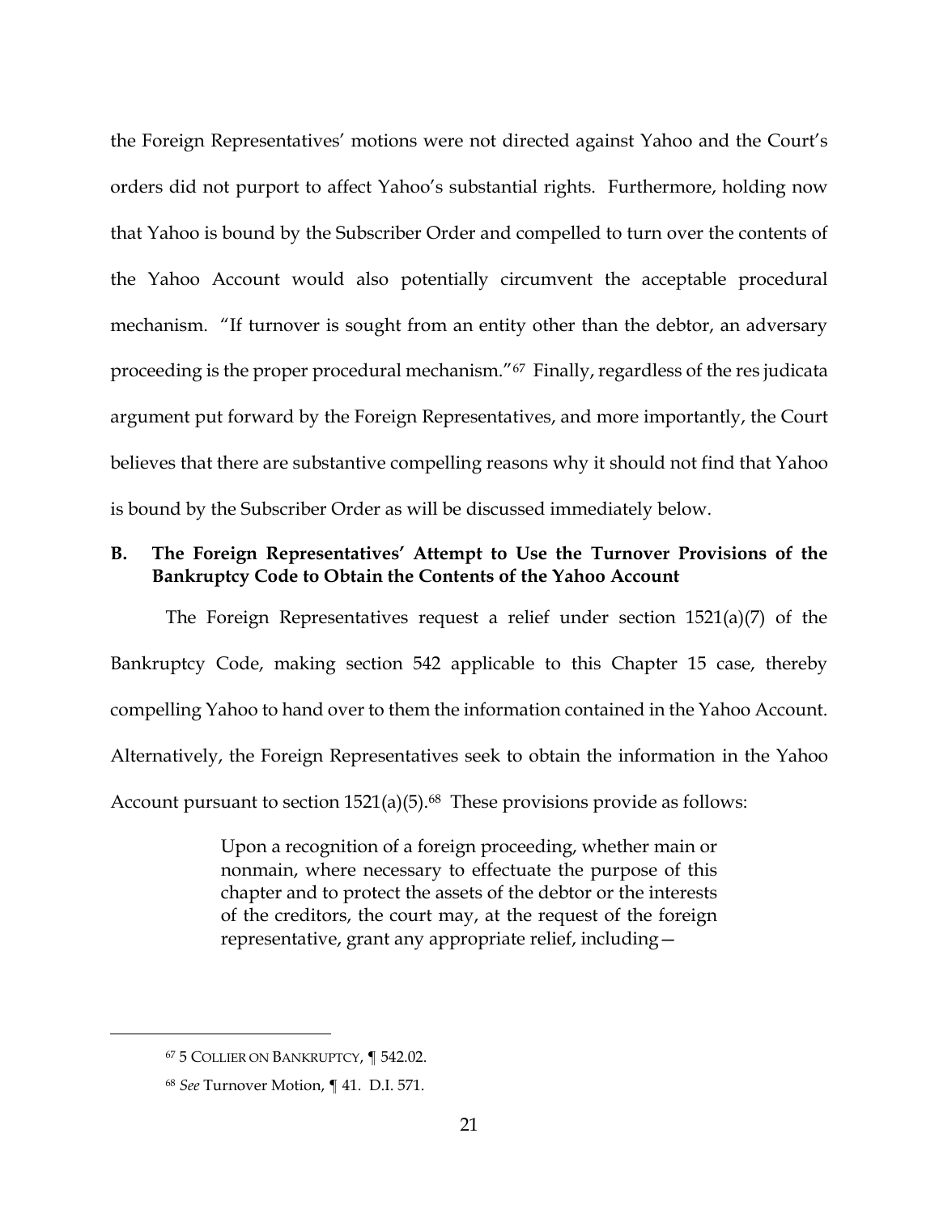the Foreign Representatives' motions were not directed against Yahoo and the Court's orders did not purport to affect Yahoo's substantial rights. Furthermore, holding now that Yahoo is bound by the Subscriber Order and compelled to turn over the contents of the Yahoo Account would also potentially circumvent the acceptable procedural mechanism. "If turnover is sought from an entity other than the debtor, an adversary proceeding is the proper procedural mechanism."[67] Finally, regardless of the res judicata argument put forward by the Foreign Representatives, and more importantly, the Court believes that there are substantive compelling reasons why it should not find that Yahoo is bound by the Subscriber Order as will be discussed immediately below.

### B. The Foreign Representatives' Attempt to Use the Turnover Provisions of the Bankruptcy Code to Obtain the Contents of the Yahoo Account

The Foreign Representatives request a relief under section 1521(a)(7) of the Bankruptcy Code, making section 542 applicable to this Chapter 15 case, thereby compelling Yahoo to hand over to them the information contained in the Yahoo Account. Alternatively, the Foreign Representatives seek to obtain the information in the Yahoo Account pursuant to section 1521(a)(5).[68] These provisions provide as follows:

> Upon a recognition of a foreign proceeding, whether main or nonmain, where necessary to effectuate the purpose of this chapter and to protect the assets of the debtor or the interests of the creditors, the court may, at the request of the foreign representative, grant any appropriate relief, including—

---

[67] 5 COLLIER ON BANKRUPTCY, ¶ 542.02.

[68] *See* Turnover Motion, ¶ 41. D.I. 571.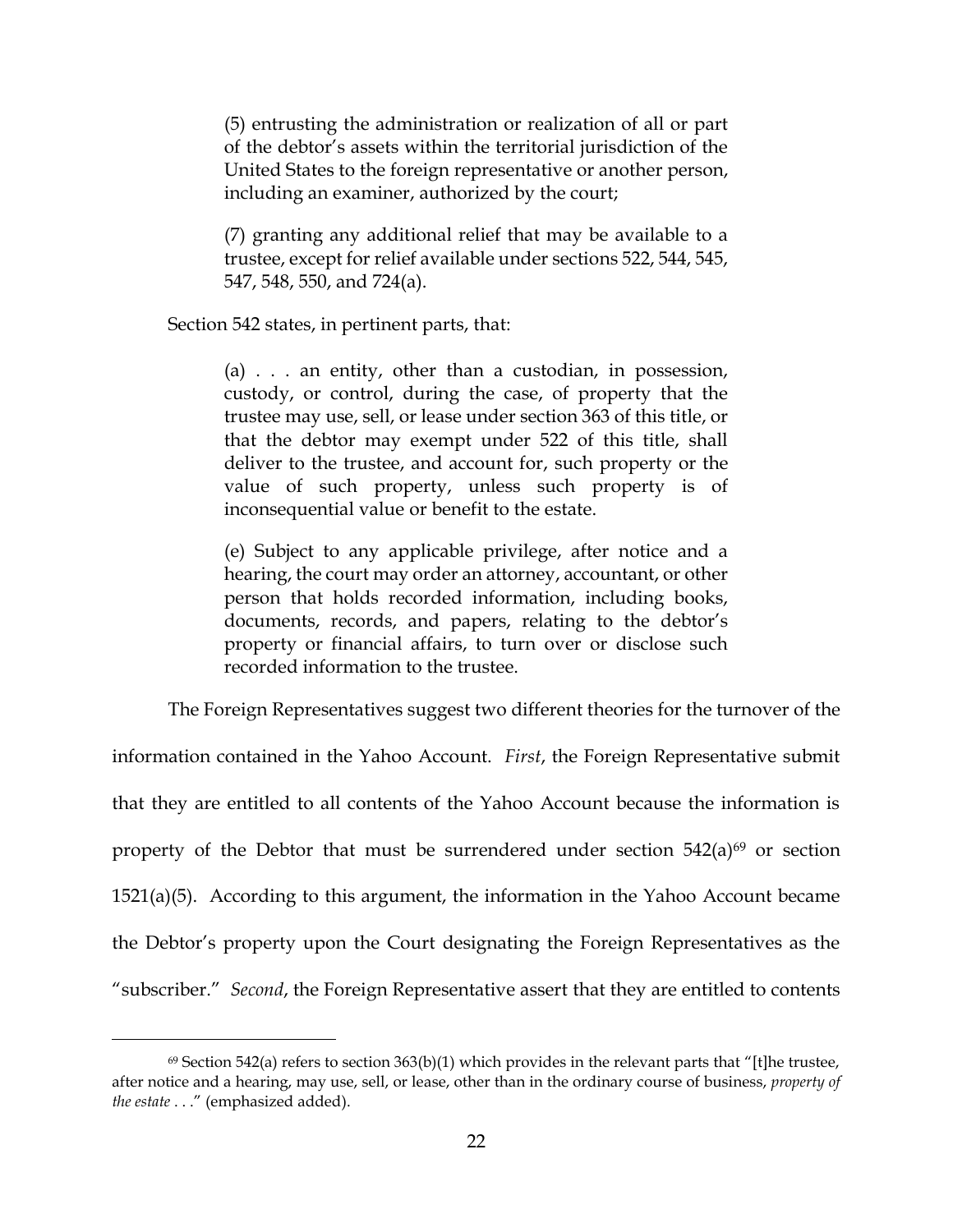> (5) entrusting the administration or realization of all or part of the debtor's assets within the territorial jurisdiction of the United States to the foreign representative or another person, including an examiner, authorized by the court;
>
> (7) granting any additional relief that may be available to a trustee, except for relief available under sections 522, 544, 545, 547, 548, 550, and 724(a).

Section 542 states, in pertinent parts, that:

> (a) . . . an entity, other than a custodian, in possession, custody, or control, during the case, of property that the trustee may use, sell, or lease under section 363 of this title, or that the debtor may exempt under 522 of this title, shall deliver to the trustee, and account for, such property or the value of such property, unless such property is of inconsequential value or benefit to the estate.
>
> (e) Subject to any applicable privilege, after notice and a hearing, the court may order an attorney, accountant, or other person that holds recorded information, including books, documents, records, and papers, relating to the debtor's property or financial affairs, to turn over or disclose such recorded information to the trustee.

The Foreign Representatives suggest two different theories for the turnover of the information contained in the Yahoo Account. *First*, the Foreign Representative submit that they are entitled to all contents of the Yahoo Account because the information is property of the Debtor that must be surrendered under section 542(a)[69] or section 1521(a)(5). According to this argument, the information in the Yahoo Account became the Debtor's property upon the Court designating the Foreign Representatives as the "subscriber." *Second*, the Foreign Representative assert that they are entitled to contents

[69] Section 542(a) refers to section 363(b)(1) which provides in the relevant parts that "[t]he trustee, after notice and a hearing, may use, sell, or lease, other than in the ordinary course of business, *property of the estate* . . ." (emphasized added).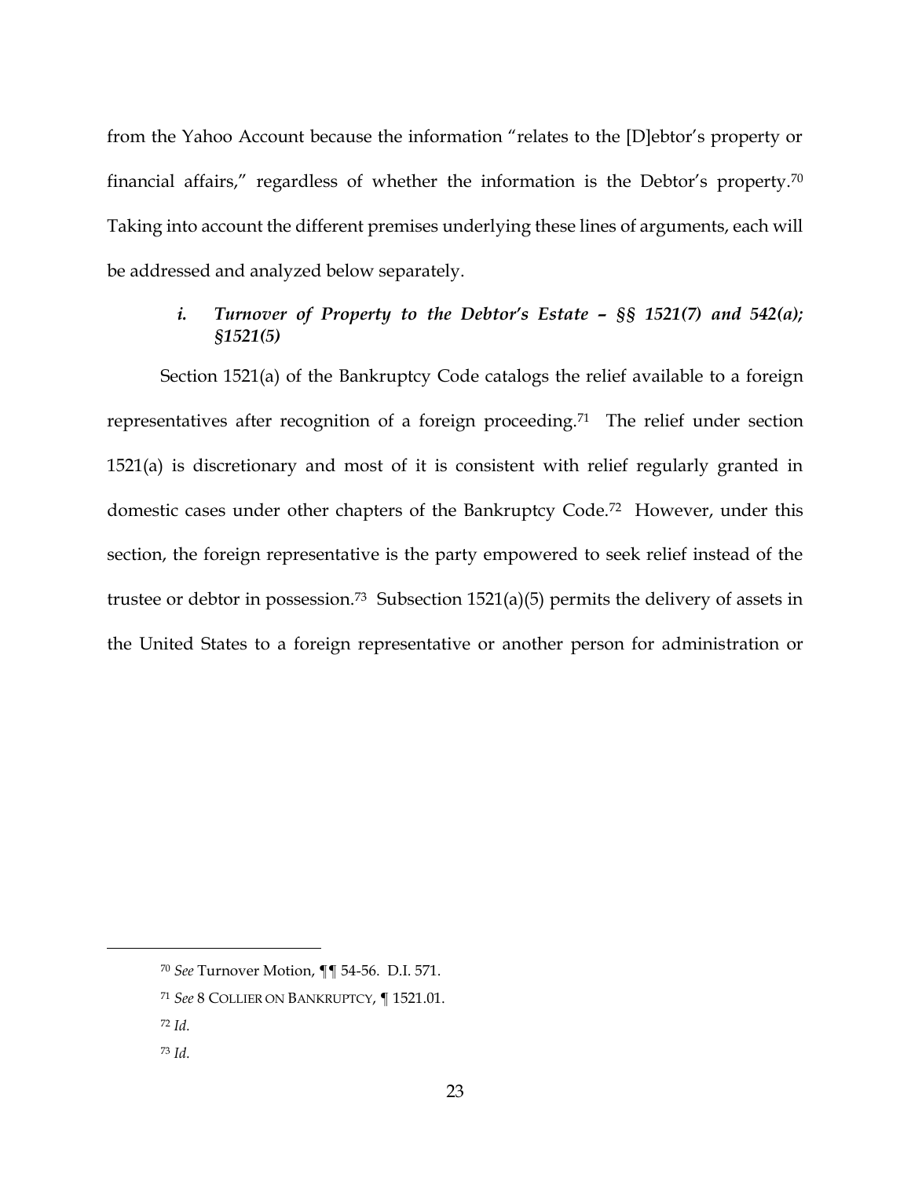from the Yahoo Account because the information "relates to the [D]ebtor's property or financial affairs," regardless of whether the information is the Debtor's property.[70] Taking into account the different premises underlying these lines of arguments, each will be addressed and analyzed below separately.

### *i. Turnover of Property to the Debtor's Estate – §§ 1521(7) and 542(a); §1521(5)*

Section 1521(a) of the Bankruptcy Code catalogs the relief available to a foreign representatives after recognition of a foreign proceeding.[71] The relief under section 1521(a) is discretionary and most of it is consistent with relief regularly granted in domestic cases under other chapters of the Bankruptcy Code.[72] However, under this section, the foreign representative is the party empowered to seek relief instead of the trustee or debtor in possession.[73] Subsection 1521(a)(5) permits the delivery of assets in the United States to a foreign representative or another person for administration or

---

[70] *See* Turnover Motion, ¶¶ 54-56. D.I. 571.

[71] *See* 8 COLLIER ON BANKRUPTCY, ¶ 1521.01.

[72] *Id.*

[73] *Id.*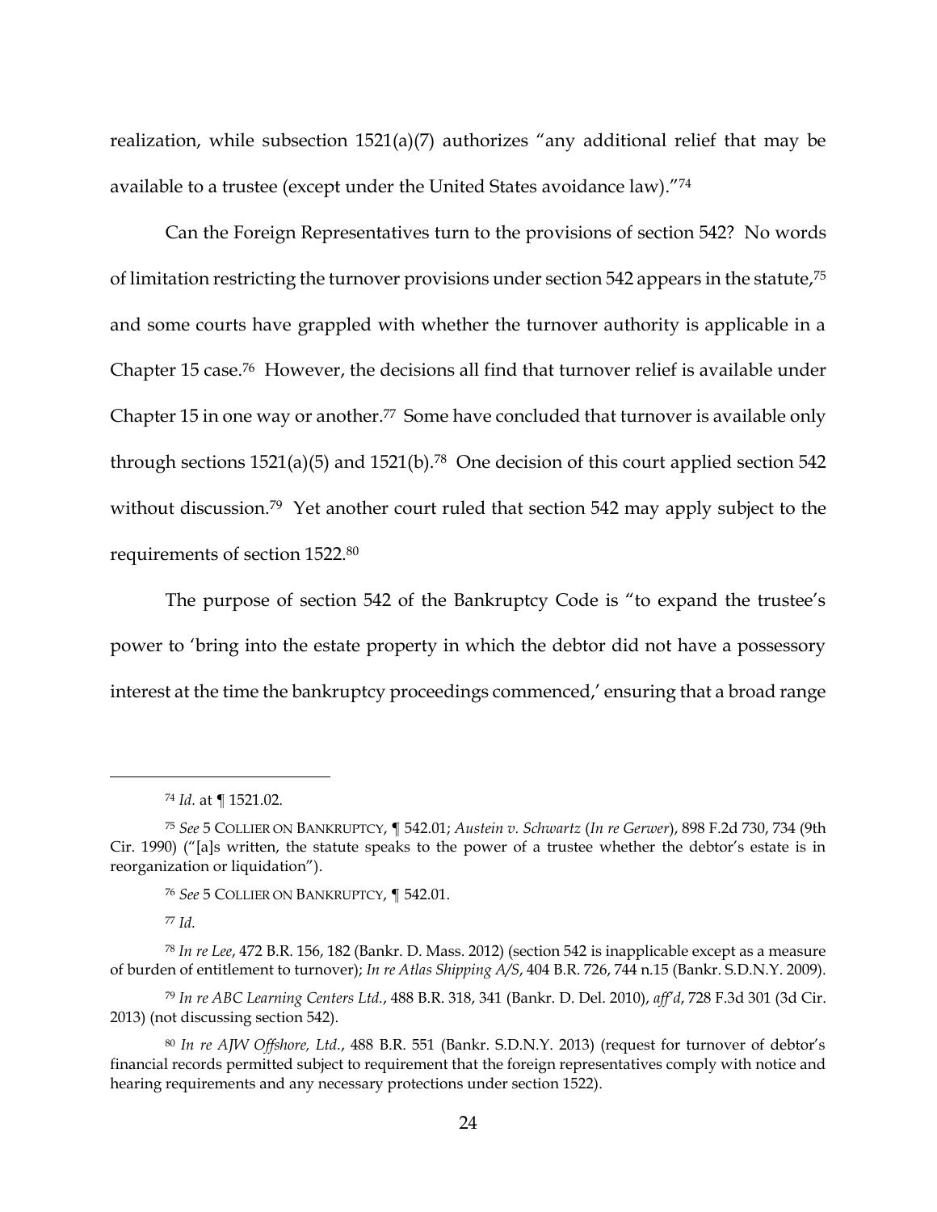realization, while subsection 1521(a)(7) authorizes "any additional relief that may be available to a trustee (except under the United States avoidance law)."[74]

Can the Foreign Representatives turn to the provisions of section 542? No words of limitation restricting the turnover provisions under section 542 appears in the statute,[75] and some courts have grappled with whether the turnover authority is applicable in a Chapter 15 case.[76] However, the decisions all find that turnover relief is available under Chapter 15 in one way or another.[77] Some have concluded that turnover is available only through sections 1521(a)(5) and 1521(b).[78] One decision of this court applied section 542 without discussion.[79] Yet another court ruled that section 542 may apply subject to the requirements of section 1522.[80]

The purpose of section 542 of the Bankruptcy Code is "to expand the trustee's power to 'bring into the estate property in which the debtor did not have a possessory interest at the time the bankruptcy proceedings commenced,' ensuring that a broad range

---

[74] *Id.* at ¶ 1521.02.

[75] *See* 5 COLLIER ON BANKRUPTCY, ¶ 542.01; *Austein v. Schwartz* (*In re Gerwer*), 898 F.2d 730, 734 (9th Cir. 1990) ("[a]s written, the statute speaks to the power of a trustee whether the debtor's estate is in reorganization or liquidation").

[76] *See* 5 COLLIER ON BANKRUPTCY, ¶ 542.01.

[77] *Id.*

[78] *In re Lee*, 472 B.R. 156, 182 (Bankr. D. Mass. 2012) (section 542 is inapplicable except as a measure of burden of entitlement to turnover); *In re Atlas Shipping A/S*, 404 B.R. 726, 744 n.15 (Bankr. S.D.N.Y. 2009).

[79] *In re ABC Learning Centers Ltd.*, 488 B.R. 318, 341 (Bankr. D. Del. 2010), *aff'd*, 728 F.3d 301 (3d Cir. 2013) (not discussing section 542).

[80] *In re AJW Offshore, Ltd.*, 488 B.R. 551 (Bankr. S.D.N.Y. 2013) (request for turnover of debtor's financial records permitted subject to requirement that the foreign representatives comply with notice and hearing requirements and any necessary protections under section 1522).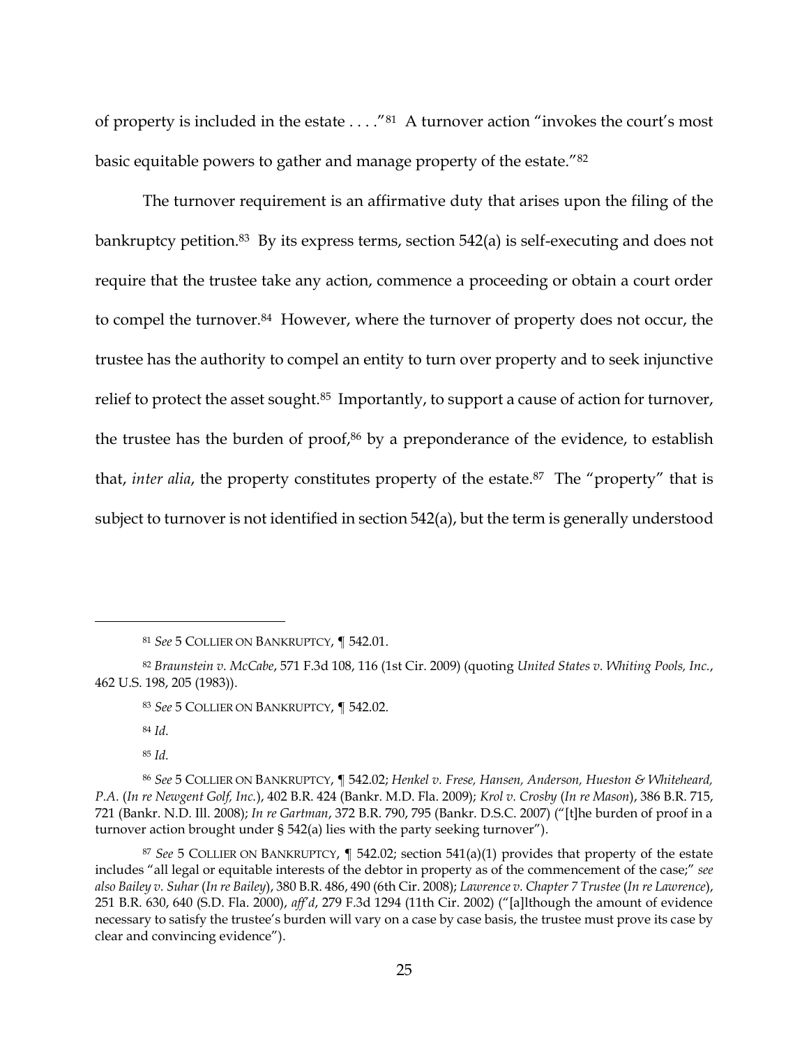of property is included in the estate . . . ."[81] A turnover action "invokes the court's most basic equitable powers to gather and manage property of the estate."[82]

The turnover requirement is an affirmative duty that arises upon the filing of the bankruptcy petition.[83] By its express terms, section 542(a) is self-executing and does not require that the trustee take any action, commence a proceeding or obtain a court order to compel the turnover.[84] However, where the turnover of property does not occur, the trustee has the authority to compel an entity to turn over property and to seek injunctive relief to protect the asset sought.[85] Importantly, to support a cause of action for turnover, the trustee has the burden of proof,[86] by a preponderance of the evidence, to establish that, *inter alia*, the property constitutes property of the estate.[87] The "property" that is subject to turnover is not identified in section 542(a), but the term is generally understood

---

[81] *See* 5 COLLIER ON BANKRUPTCY, ¶ 542.01.

[82] *Braunstein v. McCabe*, 571 F.3d 108, 116 (1st Cir. 2009) (quoting *United States v. Whiting Pools, Inc.*, 462 U.S. 198, 205 (1983)).

[83] *See* 5 COLLIER ON BANKRUPTCY, ¶ 542.02.

[84] *Id.*

[85] *Id.*

[86] *See* 5 COLLIER ON BANKRUPTCY, ¶ 542.02; *Henkel v. Frese, Hansen, Anderson, Hueston & Whiteheard, P.A.* (*In re Newgent Golf, Inc.*), 402 B.R. 424 (Bankr. M.D. Fla. 2009); *Krol v. Crosby* (*In re Mason*), 386 B.R. 715, 721 (Bankr. N.D. Ill. 2008); *In re Gartman*, 372 B.R. 790, 795 (Bankr. D.S.C. 2007) ("[t]he burden of proof in a turnover action brought under § 542(a) lies with the party seeking turnover").

[87] *See* 5 COLLIER ON BANKRUPTCY, ¶ 542.02; section 541(a)(1) provides that property of the estate includes "all legal or equitable interests of the debtor in property as of the commencement of the case;" *see also Bailey v. Suhar* (*In re Bailey*), 380 B.R. 486, 490 (6th Cir. 2008); *Lawrence v. Chapter 7 Trustee* (*In re Lawrence*), 251 B.R. 630, 640 (S.D. Fla. 2000), *aff'd*, 279 F.3d 1294 (11th Cir. 2002) ("[a]lthough the amount of evidence necessary to satisfy the trustee's burden will vary on a case by case basis, the trustee must prove its case by clear and convincing evidence").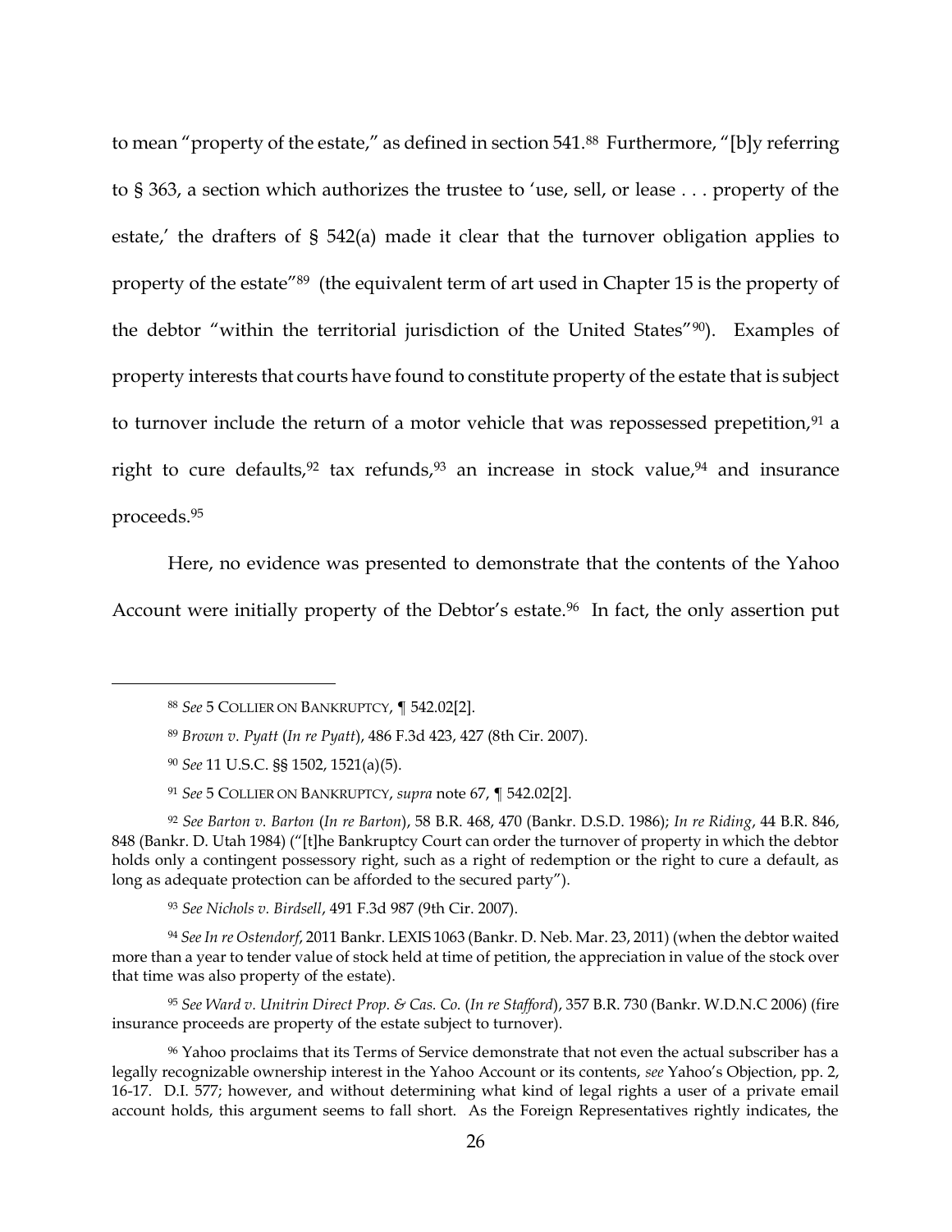to mean "property of the estate," as defined in section 541.[88] Furthermore, "[b]y referring to § 363, a section which authorizes the trustee to 'use, sell, or lease . . . property of the estate,' the drafters of § 542(a) made it clear that the turnover obligation applies to property of the estate"[89] (the equivalent term of art used in Chapter 15 is the property of the debtor "within the territorial jurisdiction of the United States"[90]). Examples of property interests that courts have found to constitute property of the estate that is subject to turnover include the return of a motor vehicle that was repossessed prepetition,[91] a right to cure defaults,[92] tax refunds,[93] an increase in stock value,[94] and insurance proceeds.[95]

Here, no evidence was presented to demonstrate that the contents of the Yahoo Account were initially property of the Debtor's estate.[96] In fact, the only assertion put

---

[88] *See* 5 COLLIER ON BANKRUPTCY, ¶ 542.02[2].

[89] *Brown v. Pyatt* (*In re Pyatt*), 486 F.3d 423, 427 (8th Cir. 2007).

[90] *See* 11 U.S.C. §§ 1502, 1521(a)(5).

[91] *See* 5 COLLIER ON BANKRUPTCY, *supra* note 67, ¶ 542.02[2].

[92] *See Barton v. Barton* (*In re Barton*), 58 B.R. 468, 470 (Bankr. D.S.D. 1986); *In re Riding*, 44 B.R. 846, 848 (Bankr. D. Utah 1984) ("[t]he Bankruptcy Court can order the turnover of property in which the debtor holds only a contingent possessory right, such as a right of redemption or the right to cure a default, as long as adequate protection can be afforded to the secured party").

[93] *See Nichols v. Birdsell*, 491 F.3d 987 (9th Cir. 2007).

[94] *See In re Ostendorf*, 2011 Bankr. LEXIS 1063 (Bankr. D. Neb. Mar. 23, 2011) (when the debtor waited more than a year to tender value of stock held at time of petition, the appreciation in value of the stock over that time was also property of the estate).

[95] *See Ward v. Unitrin Direct Prop. & Cas. Co.* (*In re Stafford*), 357 B.R. 730 (Bankr. W.D.N.C 2006) (fire insurance proceeds are property of the estate subject to turnover).

[96] Yahoo proclaims that its Terms of Service demonstrate that not even the actual subscriber has a legally recognizable ownership interest in the Yahoo Account or its contents, *see* Yahoo's Objection, pp. 2, 16-17. D.I. 577; however, and without determining what kind of legal rights a user of a private email account holds, this argument seems to fall short. As the Foreign Representatives rightly indicates, the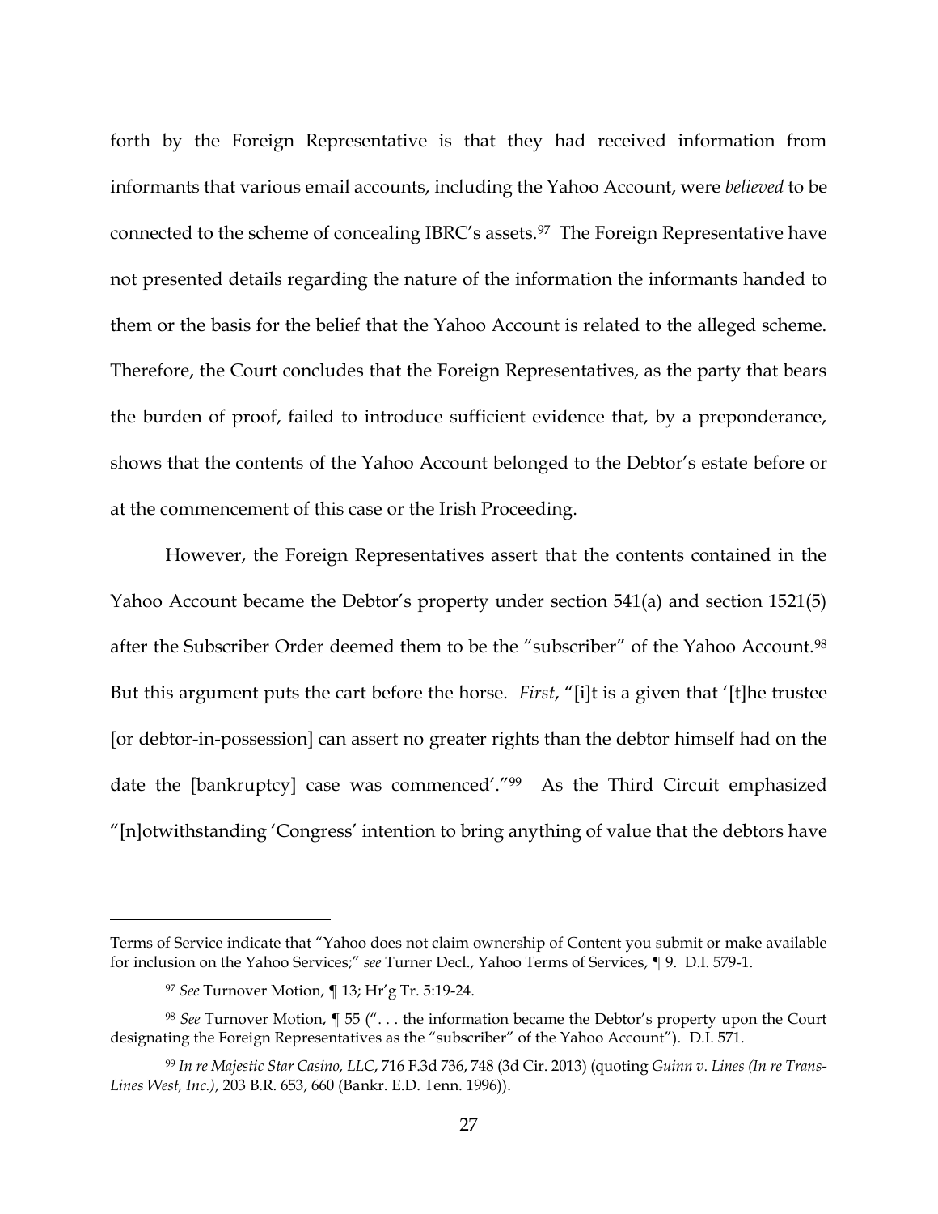forth by the Foreign Representative is that they had received information from informants that various email accounts, including the Yahoo Account, were *believed* to be connected to the scheme of concealing IBRC's assets.[97] The Foreign Representative have not presented details regarding the nature of the information the informants handed to them or the basis for the belief that the Yahoo Account is related to the alleged scheme. Therefore, the Court concludes that the Foreign Representatives, as the party that bears the burden of proof, failed to introduce sufficient evidence that, by a preponderance, shows that the contents of the Yahoo Account belonged to the Debtor's estate before or at the commencement of this case or the Irish Proceeding.

However, the Foreign Representatives assert that the contents contained in the Yahoo Account became the Debtor's property under section 541(a) and section 1521(5) after the Subscriber Order deemed them to be the "subscriber" of the Yahoo Account.[98] But this argument puts the cart before the horse. *First*, "[i]t is a given that '[t]he trustee [or debtor-in-possession] can assert no greater rights than the debtor himself had on the date the [bankruptcy] case was commenced'."[99] As the Third Circuit emphasized "[n]otwithstanding 'Congress' intention to bring anything of value that the debtors have

---

Terms of Service indicate that "Yahoo does not claim ownership of Content you submit or make available for inclusion on the Yahoo Services;" *see* Turner Decl., Yahoo Terms of Services, ¶ 9. D.I. 579-1.

[97] *See* Turnover Motion, ¶ 13; Hr'g Tr. 5:19-24.

[98] *See* Turnover Motion, ¶ 55 (". . . the information became the Debtor's property upon the Court designating the Foreign Representatives as the "subscriber" of the Yahoo Account"). D.I. 571.

[99] *In re Majestic Star Casino, LLC*, 716 F.3d 736, 748 (3d Cir. 2013) (quoting *Guinn v. Lines (In re Trans-Lines West, Inc.)*, 203 B.R. 653, 660 (Bankr. E.D. Tenn. 1996)).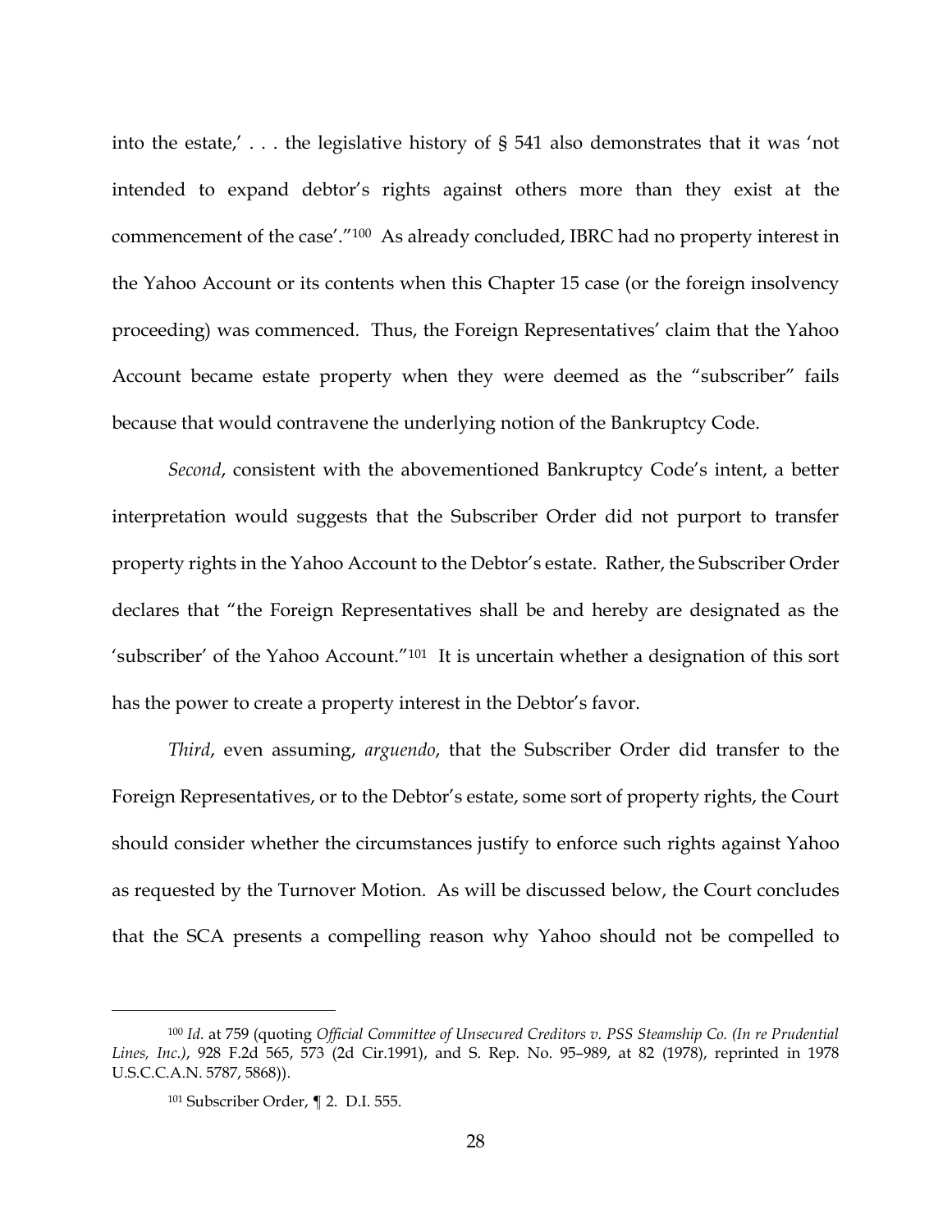into the estate,' . . . the legislative history of § 541 also demonstrates that it was 'not intended to expand debtor's rights against others more than they exist at the commencement of the case'."[100] As already concluded, IBRC had no property interest in the Yahoo Account or its contents when this Chapter 15 case (or the foreign insolvency proceeding) was commenced. Thus, the Foreign Representatives' claim that the Yahoo Account became estate property when they were deemed as the "subscriber" fails because that would contravene the underlying notion of the Bankruptcy Code.

*Second*, consistent with the abovementioned Bankruptcy Code's intent, a better interpretation would suggests that the Subscriber Order did not purport to transfer property rights in the Yahoo Account to the Debtor's estate. Rather, the Subscriber Order declares that "the Foreign Representatives shall be and hereby are designated as the 'subscriber' of the Yahoo Account."[101] It is uncertain whether a designation of this sort has the power to create a property interest in the Debtor's favor.

*Third*, even assuming, *arguendo*, that the Subscriber Order did transfer to the Foreign Representatives, or to the Debtor's estate, some sort of property rights, the Court should consider whether the circumstances justify to enforce such rights against Yahoo as requested by the Turnover Motion. As will be discussed below, the Court concludes that the SCA presents a compelling reason why Yahoo should not be compelled to

---

[100] *Id.* at 759 (quoting *Official Committee of Unsecured Creditors v. PSS Steamship Co. (In re Prudential Lines, Inc.)*, 928 F.2d 565, 573 (2d Cir.1991), and S. Rep. No. 95–989, at 82 (1978), reprinted in 1978 U.S.C.C.A.N. 5787, 5868)).

[101] Subscriber Order, ¶ 2. D.I. 555.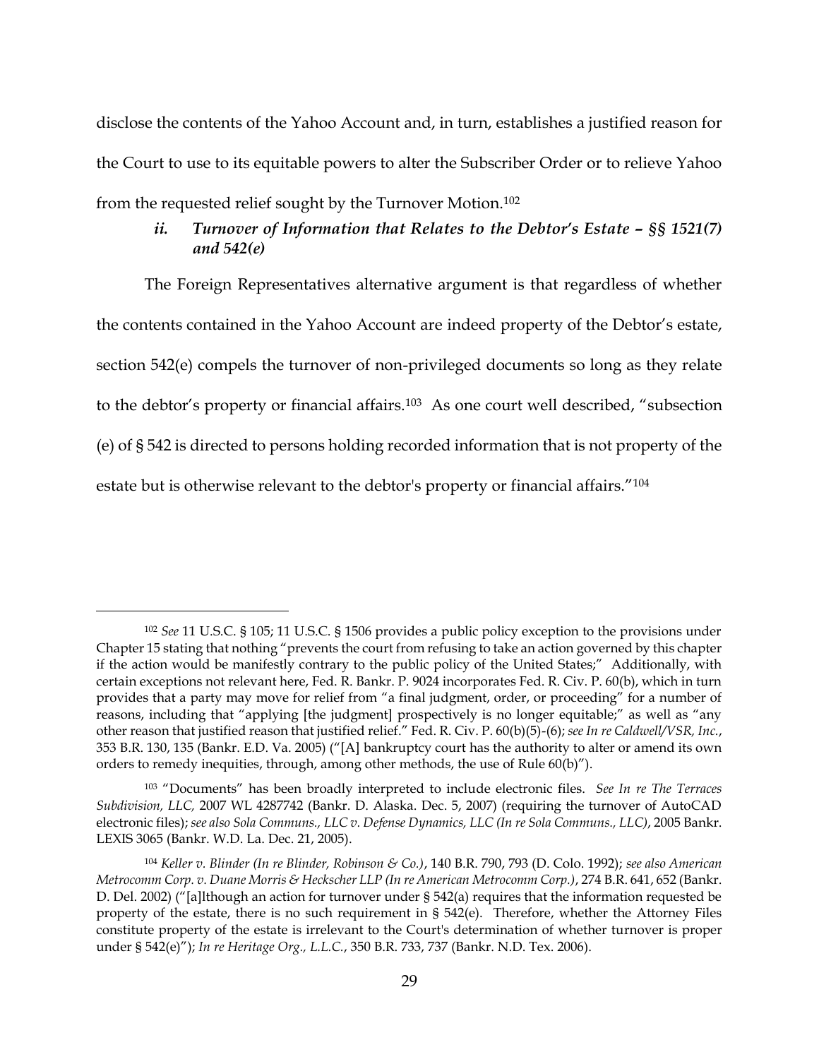disclose the contents of the Yahoo Account and, in turn, establishes a justified reason for the Court to use to its equitable powers to alter the Subscriber Order or to relieve Yahoo from the requested relief sought by the Turnover Motion.[102]

### *ii. Turnover of Information that Relates to the Debtor's Estate – §§ 1521(7) and 542(e)*

The Foreign Representatives alternative argument is that regardless of whether the contents contained in the Yahoo Account are indeed property of the Debtor's estate, section 542(e) compels the turnover of non-privileged documents so long as they relate to the debtor's property or financial affairs.[103] As one court well described, "subsection (e) of § 542 is directed to persons holding recorded information that is not property of the estate but is otherwise relevant to the debtor's property or financial affairs."[104]

---

[102] *See* 11 U.S.C. § 105; 11 U.S.C. § 1506 provides a public policy exception to the provisions under Chapter 15 stating that nothing "prevents the court from refusing to take an action governed by this chapter if the action would be manifestly contrary to the public policy of the United States;" Additionally, with certain exceptions not relevant here, Fed. R. Bankr. P. 9024 incorporates Fed. R. Civ. P. 60(b), which in turn provides that a party may move for relief from "a final judgment, order, or proceeding" for a number of reasons, including that "applying [the judgment] prospectively is no longer equitable;" as well as "any other reason that justified reason that justified relief." Fed. R. Civ. P. 60(b)(5)-(6); *see In re Caldwell/VSR, Inc.*, 353 B.R. 130, 135 (Bankr. E.D. Va. 2005) ("[A] bankruptcy court has the authority to alter or amend its own orders to remedy inequities, through, among other methods, the use of Rule 60(b)").

[103] "Documents" has been broadly interpreted to include electronic files. *See In re The Terraces Subdivision, LLC,* 2007 WL 4287742 (Bankr. D. Alaska. Dec. 5, 2007) (requiring the turnover of AutoCAD electronic files); *see also Sola Communs., LLC v. Defense Dynamics, LLC (In re Sola Communs., LLC)*, 2005 Bankr. LEXIS 3065 (Bankr. W.D. La. Dec. 21, 2005).

[104] *Keller v. Blinder (In re Blinder, Robinson & Co.)*, 140 B.R. 790, 793 (D. Colo. 1992); *see also American Metrocomm Corp. v. Duane Morris & Heckscher LLP (In re American Metrocomm Corp.)*, 274 B.R. 641, 652 (Bankr. D. Del. 2002) ("[a]lthough an action for turnover under § 542(a) requires that the information requested be property of the estate, there is no such requirement in § 542(e). Therefore, whether the Attorney Files constitute property of the estate is irrelevant to the Court's determination of whether turnover is proper under § 542(e)"); *In re Heritage Org., L.L.C.*, 350 B.R. 733, 737 (Bankr. N.D. Tex. 2006).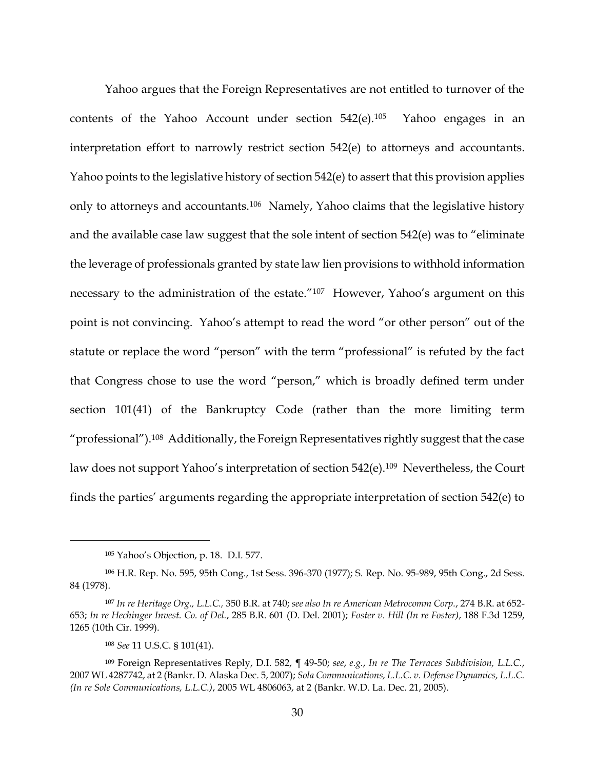Yahoo argues that the Foreign Representatives are not entitled to turnover of the contents of the Yahoo Account under section 542(e).[105] Yahoo engages in an interpretation effort to narrowly restrict section 542(e) to attorneys and accountants. Yahoo points to the legislative history of section 542(e) to assert that this provision applies only to attorneys and accountants.[106] Namely, Yahoo claims that the legislative history and the available case law suggest that the sole intent of section 542(e) was to "eliminate the leverage of professionals granted by state law lien provisions to withhold information necessary to the administration of the estate."[107] However, Yahoo's argument on this point is not convincing. Yahoo's attempt to read the word "or other person" out of the statute or replace the word "person" with the term "professional" is refuted by the fact that Congress chose to use the word "person," which is broadly defined term under section 101(41) of the Bankruptcy Code (rather than the more limiting term "professional").[108] Additionally, the Foreign Representatives rightly suggest that the case law does not support Yahoo's interpretation of section 542(e).[109] Nevertheless, the Court finds the parties' arguments regarding the appropriate interpretation of section 542(e) to

---

[105] Yahoo's Objection, p. 18. D.I. 577.

[106] H.R. Rep. No. 595, 95th Cong., 1st Sess. 396-370 (1977); S. Rep. No. 95-989, 95th Cong., 2d Sess. 84 (1978).

[107] *In re Heritage Org., L.L.C.,* 350 B.R. at 740; *see also In re American Metrocomm Corp.*, 274 B.R. at 652-653; *In re Hechinger Invest. Co. of Del.*, 285 B.R. 601 (D. Del. 2001); *Foster v. Hill (In re Foster)*, 188 F.3d 1259, 1265 (10th Cir. 1999).

[108] *See* 11 U.S.C. § 101(41).

[109] Foreign Representatives Reply, D.I. 582, ¶ 49-50; *see, e.g.*, *In re The Terraces Subdivision, L.L.C.*, 2007 WL 4287742, at 2 (Bankr. D. Alaska Dec. 5, 2007); *Sola Communications, L.L.C. v. Defense Dynamics, L.L.C. (In re Sole Communications, L.L.C.)*, 2005 WL 4806063, at 2 (Bankr. W.D. La. Dec. 21, 2005).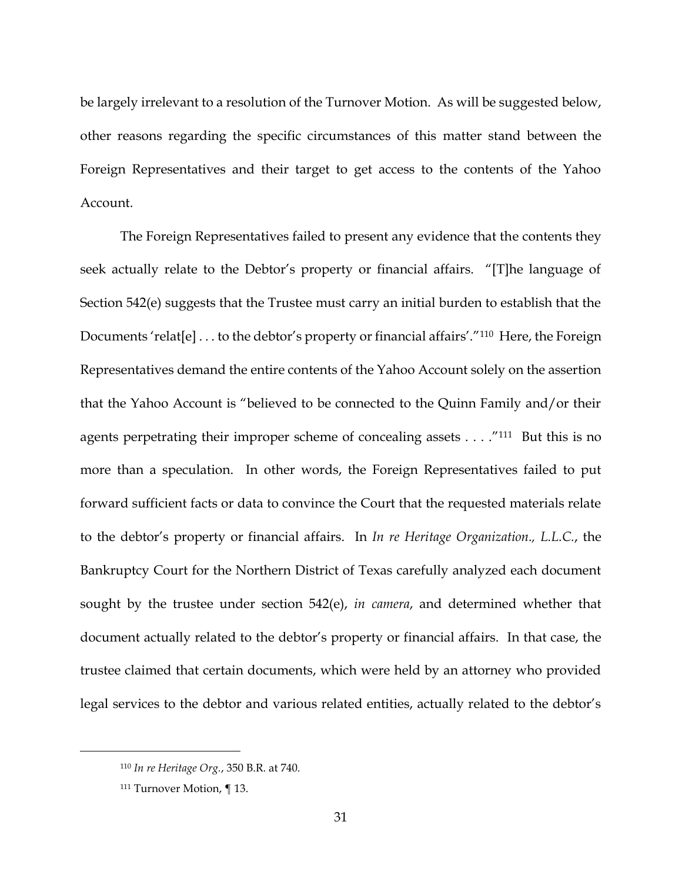be largely irrelevant to a resolution of the Turnover Motion. As will be suggested below, other reasons regarding the specific circumstances of this matter stand between the Foreign Representatives and their target to get access to the contents of the Yahoo Account.

The Foreign Representatives failed to present any evidence that the contents they seek actually relate to the Debtor's property or financial affairs. "[T]he language of Section 542(e) suggests that the Trustee must carry an initial burden to establish that the Documents 'relat[e] . . . to the debtor's property or financial affairs'."[110] Here, the Foreign Representatives demand the entire contents of the Yahoo Account solely on the assertion that the Yahoo Account is "believed to be connected to the Quinn Family and/or their agents perpetrating their improper scheme of concealing assets . . . ."[111] But this is no more than a speculation. In other words, the Foreign Representatives failed to put forward sufficient facts or data to convince the Court that the requested materials relate to the debtor's property or financial affairs. In *In re Heritage Organization., L.L.C.*, the Bankruptcy Court for the Northern District of Texas carefully analyzed each document sought by the trustee under section 542(e), *in camera*, and determined whether that document actually related to the debtor's property or financial affairs. In that case, the trustee claimed that certain documents, which were held by an attorney who provided legal services to the debtor and various related entities, actually related to the debtor's

---

[110] *In re Heritage Org.*, 350 B.R. at 740.

[111] Turnover Motion, ¶ 13.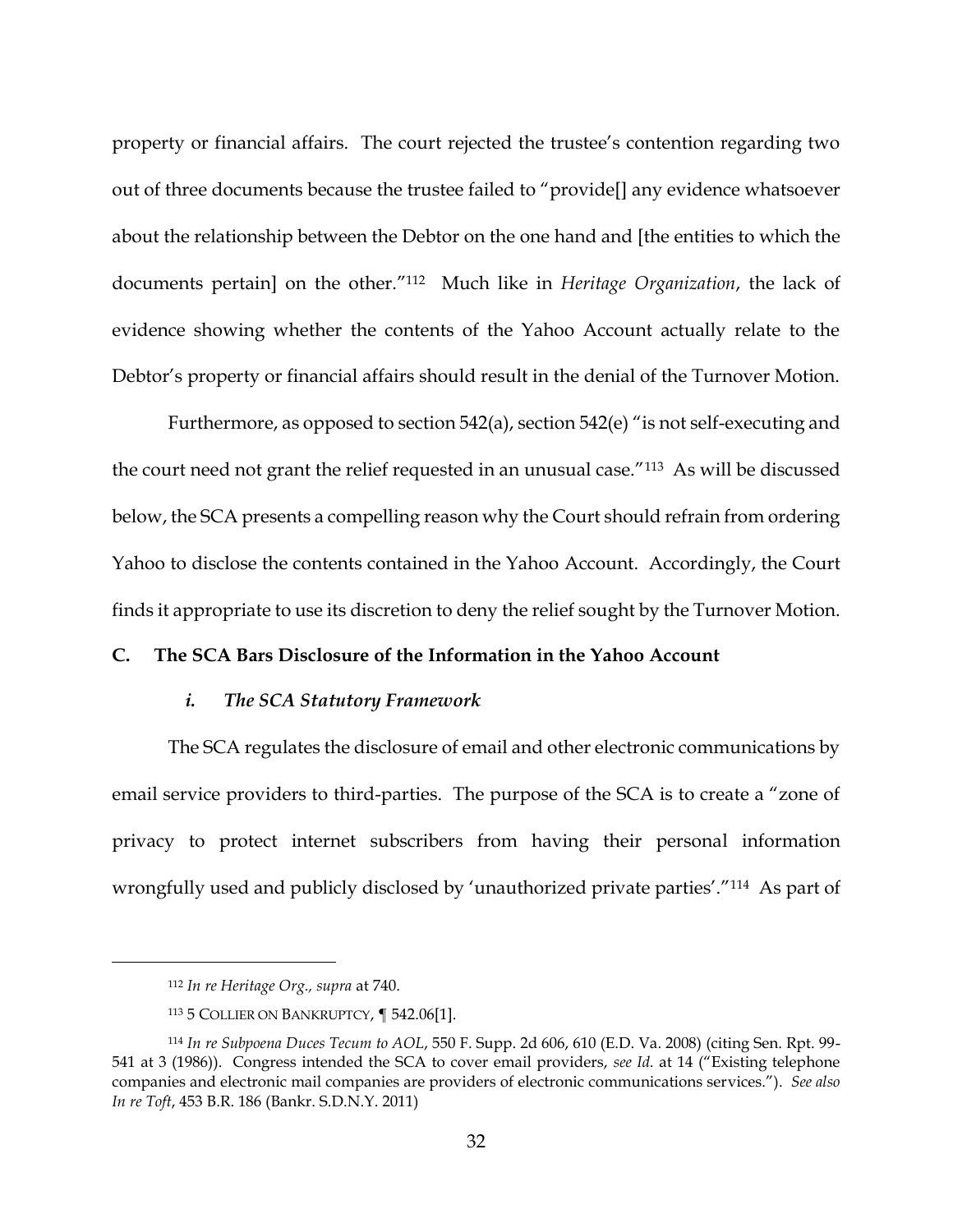property or financial affairs. The court rejected the trustee's contention regarding two out of three documents because the trustee failed to "provide[] any evidence whatsoever about the relationship between the Debtor on the one hand and [the entities to which the documents pertain] on the other."[112] Much like in *Heritage Organization*, the lack of evidence showing whether the contents of the Yahoo Account actually relate to the Debtor's property or financial affairs should result in the denial of the Turnover Motion.

Furthermore, as opposed to section 542(a), section 542(e) "is not self-executing and the court need not grant the relief requested in an unusual case."[113] As will be discussed below, the SCA presents a compelling reason why the Court should refrain from ordering Yahoo to disclose the contents contained in the Yahoo Account. Accordingly, the Court finds it appropriate to use its discretion to deny the relief sought by the Turnover Motion.

## C. The SCA Bars Disclosure of the Information in the Yahoo Account

### *i. The SCA Statutory Framework*

The SCA regulates the disclosure of email and other electronic communications by email service providers to third-parties. The purpose of the SCA is to create a "zone of privacy to protect internet subscribers from having their personal information wrongfully used and publicly disclosed by 'unauthorized private parties'."[114] As part of

---

[112] *In re Heritage Org., supra* at 740.

[113] 5 Collier on Bankruptcy, ¶ 542.06[1].

[114] *In re Subpoena Duces Tecum to AOL*, 550 F. Supp. 2d 606, 610 (E.D. Va. 2008) (citing Sen. Rpt. 99-541 at 3 (1986)). Congress intended the SCA to cover email providers, *see Id.* at 14 ("Existing telephone companies and electronic mail companies are providers of electronic communications services."). *See also In re Toft*, 453 B.R. 186 (Bankr. S.D.N.Y. 2011)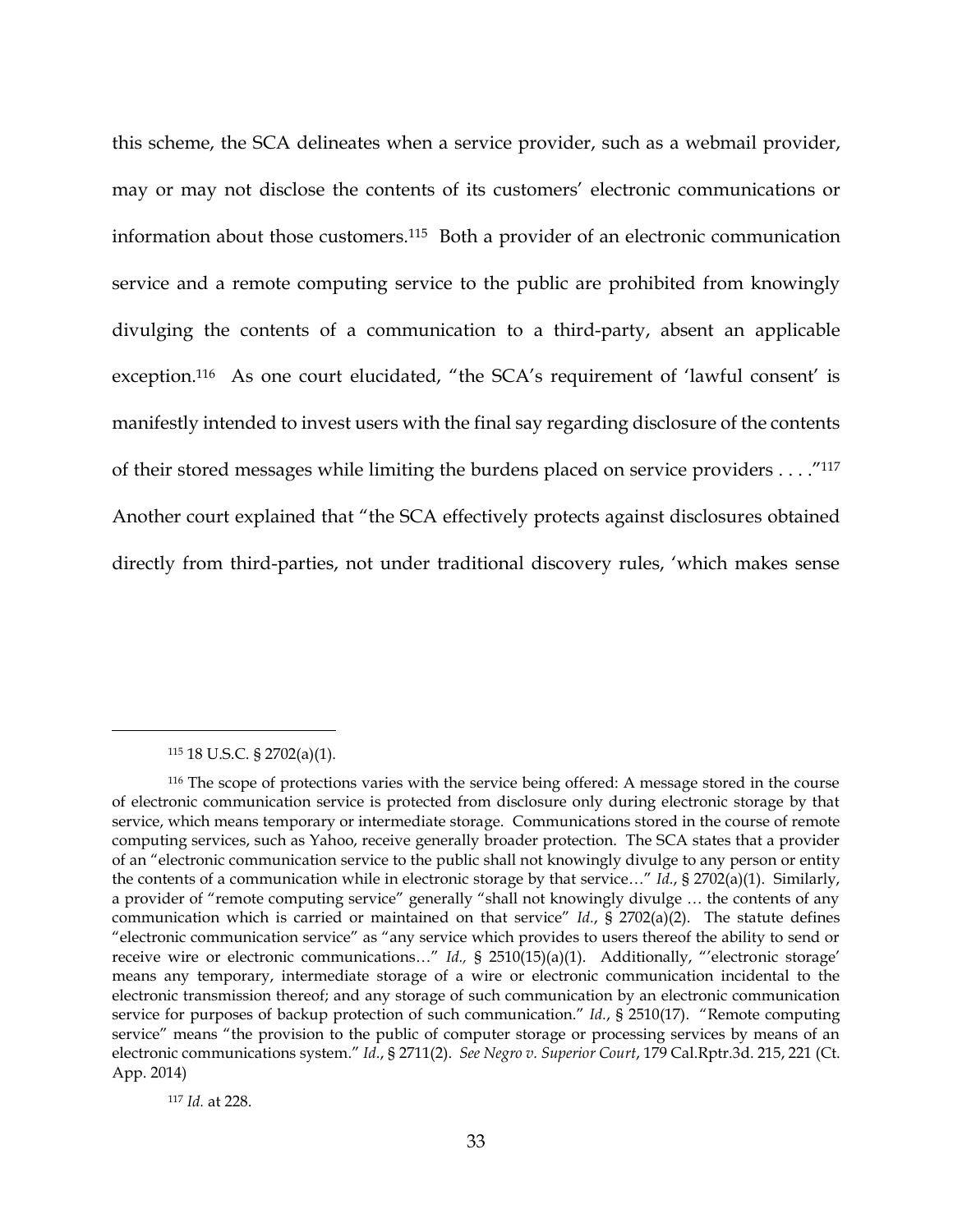this scheme, the SCA delineates when a service provider, such as a webmail provider, may or may not disclose the contents of its customers' electronic communications or information about those customers.[115] Both a provider of an electronic communication service and a remote computing service to the public are prohibited from knowingly divulging the contents of a communication to a third-party, absent an applicable exception.[116] As one court elucidated, "the SCA's requirement of 'lawful consent' is manifestly intended to invest users with the final say regarding disclosure of the contents of their stored messages while limiting the burdens placed on service providers . . . ."[117] Another court explained that "the SCA effectively protects against disclosures obtained directly from third-parties, not under traditional discovery rules, 'which makes sense

---

[115] 18 U.S.C. § 2702(a)(1).

[116] The scope of protections varies with the service being offered: A message stored in the course of electronic communication service is protected from disclosure only during electronic storage by that service, which means temporary or intermediate storage. Communications stored in the course of remote computing services, such as Yahoo, receive generally broader protection. The SCA states that a provider of an "electronic communication service to the public shall not knowingly divulge to any person or entity the contents of a communication while in electronic storage by that service…" *Id.*, § 2702(a)(1). Similarly, a provider of "remote computing service" generally "shall not knowingly divulge … the contents of any communication which is carried or maintained on that service" *Id.*, § 2702(a)(2). The statute defines "electronic communication service" as "any service which provides to users thereof the ability to send or receive wire or electronic communications…" *Id.,* § 2510(15)(a)(1). Additionally, "'electronic storage' means any temporary, intermediate storage of a wire or electronic communication incidental to the electronic transmission thereof; and any storage of such communication by an electronic communication service for purposes of backup protection of such communication." *Id.*, § 2510(17). "Remote computing service" means "the provision to the public of computer storage or processing services by means of an electronic communications system." *Id.*, § 2711(2). *See Negro v. Superior Court*, 179 Cal.Rptr.3d. 215, 221 (Ct. App. 2014)

[117] *Id.* at 228.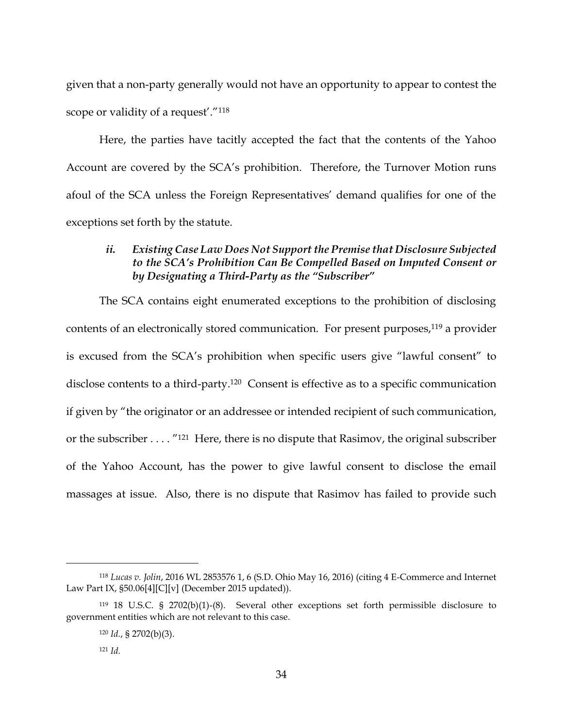given that a non-party generally would not have an opportunity to appear to contest the scope or validity of a request'."[118]

Here, the parties have tacitly accepted the fact that the contents of the Yahoo Account are covered by the SCA's prohibition. Therefore, the Turnover Motion runs afoul of the SCA unless the Foreign Representatives' demand qualifies for one of the exceptions set forth by the statute.

### *ii. Existing Case Law Does Not Support the Premise that Disclosure Subjected to the SCA's Prohibition Can Be Compelled Based on Imputed Consent or by Designating a Third-Party as the "Subscriber"*

The SCA contains eight enumerated exceptions to the prohibition of disclosing contents of an electronically stored communication. For present purposes,[119] a provider is excused from the SCA's prohibition when specific users give "lawful consent" to disclose contents to a third-party.[120] Consent is effective as to a specific communication if given by "the originator or an addressee or intended recipient of such communication, or the subscriber . . . . "[121] Here, there is no dispute that Rasimov, the original subscriber of the Yahoo Account, has the power to give lawful consent to disclose the email massages at issue. Also, there is no dispute that Rasimov has failed to provide such

---

[118] *Lucas v. Jolin*, 2016 WL 2853576 1, 6 (S.D. Ohio May 16, 2016) (citing 4 E-Commerce and Internet Law Part IX, §50.06[4][C][v] (December 2015 updated)).

[119] 18 U.S.C. § 2702(b)(1)-(8). Several other exceptions set forth permissible disclosure to government entities which are not relevant to this case.

[120] *Id.*, § 2702(b)(3).

[121] *Id.*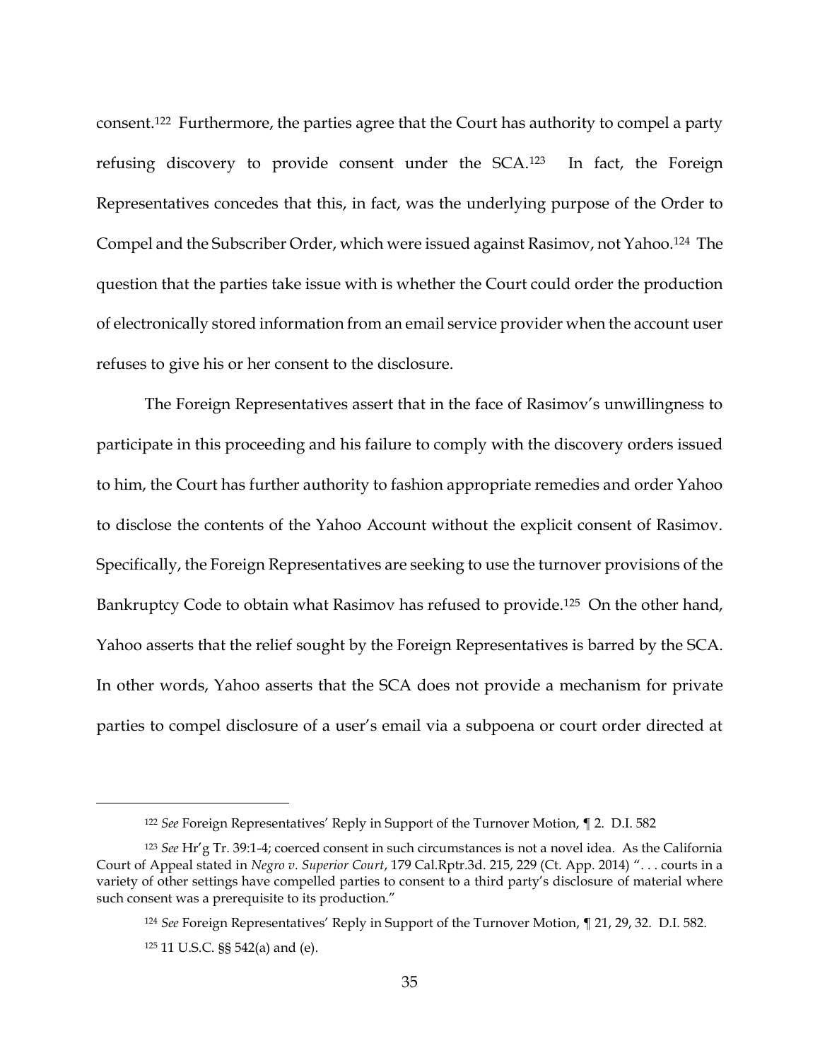consent.[122] Furthermore, the parties agree that the Court has authority to compel a party refusing discovery to provide consent under the SCA.[123] In fact, the Foreign Representatives concedes that this, in fact, was the underlying purpose of the Order to Compel and the Subscriber Order, which were issued against Rasimov, not Yahoo.[124] The question that the parties take issue with is whether the Court could order the production of electronically stored information from an email service provider when the account user refuses to give his or her consent to the disclosure.

The Foreign Representatives assert that in the face of Rasimov's unwillingness to participate in this proceeding and his failure to comply with the discovery orders issued to him, the Court has further authority to fashion appropriate remedies and order Yahoo to disclose the contents of the Yahoo Account without the explicit consent of Rasimov. Specifically, the Foreign Representatives are seeking to use the turnover provisions of the Bankruptcy Code to obtain what Rasimov has refused to provide.[125] On the other hand, Yahoo asserts that the relief sought by the Foreign Representatives is barred by the SCA. In other words, Yahoo asserts that the SCA does not provide a mechanism for private parties to compel disclosure of a user's email via a subpoena or court order directed at

---

[122] *See* Foreign Representatives' Reply in Support of the Turnover Motion, ¶ 2. D.I. 582

[123] *See* Hr'g Tr. 39:1-4; coerced consent in such circumstances is not a novel idea. As the California Court of Appeal stated in *Negro v. Superior Court*, 179 Cal.Rptr.3d. 215, 229 (Ct. App. 2014) ". . . courts in a variety of other settings have compelled parties to consent to a third party's disclosure of material where such consent was a prerequisite to its production."

[124] *See* Foreign Representatives' Reply in Support of the Turnover Motion, ¶ 21, 29, 32. D.I. 582.

[125] 11 U.S.C. §§ 542(a) and (e).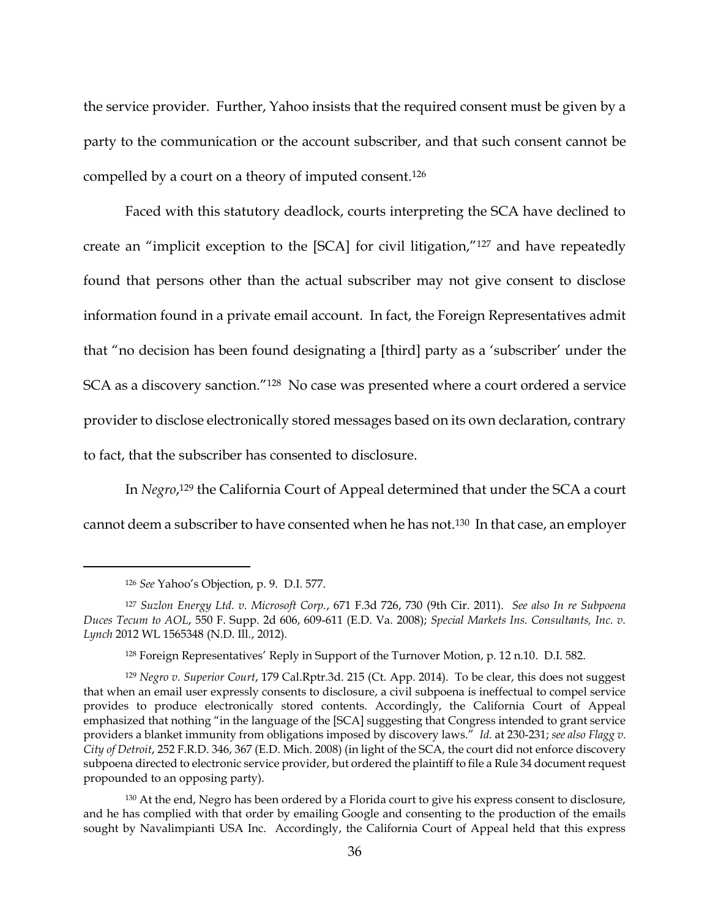the service provider. Further, Yahoo insists that the required consent must be given by a party to the communication or the account subscriber, and that such consent cannot be compelled by a court on a theory of imputed consent.[126]

Faced with this statutory deadlock, courts interpreting the SCA have declined to create an "implicit exception to the [SCA] for civil litigation,"[127] and have repeatedly found that persons other than the actual subscriber may not give consent to disclose information found in a private email account. In fact, the Foreign Representatives admit that "no decision has been found designating a [third] party as a 'subscriber' under the SCA as a discovery sanction."[128] No case was presented where a court ordered a service provider to disclose electronically stored messages based on its own declaration, contrary to fact, that the subscriber has consented to disclosure.

In *Negro*,[129] the California Court of Appeal determined that under the SCA a court cannot deem a subscriber to have consented when he has not.[130] In that case, an employer

---

[126] *See* Yahoo's Objection, p. 9. D.I. 577.

[127] *Suzlon Energy Ltd. v. Microsoft Corp.*, 671 F.3d 726, 730 (9th Cir. 2011). *See also In re Subpoena Duces Tecum to AOL*, 550 F. Supp. 2d 606, 609-611 (E.D. Va. 2008); *Special Markets Ins. Consultants, Inc. v. Lynch* 2012 WL 1565348 (N.D. Ill., 2012).

[128] Foreign Representatives' Reply in Support of the Turnover Motion, p. 12 n.10. D.I. 582.

[129] *Negro v. Superior Court*, 179 Cal.Rptr.3d. 215 (Ct. App. 2014). To be clear, this does not suggest that when an email user expressly consents to disclosure, a civil subpoena is ineffectual to compel service provides to produce electronically stored contents. Accordingly, the California Court of Appeal emphasized that nothing "in the language of the [SCA] suggesting that Congress intended to grant service providers a blanket immunity from obligations imposed by discovery laws." *Id.* at 230-231; *see also Flagg v. City of Detroit*, 252 F.R.D. 346, 367 (E.D. Mich. 2008) (in light of the SCA, the court did not enforce discovery subpoena directed to electronic service provider, but ordered the plaintiff to file a Rule 34 document request propounded to an opposing party).

[130] At the end, Negro has been ordered by a Florida court to give his express consent to disclosure, and he has complied with that order by emailing Google and consenting to the production of the emails sought by Navalimpianti USA Inc. Accordingly, the California Court of Appeal held that this express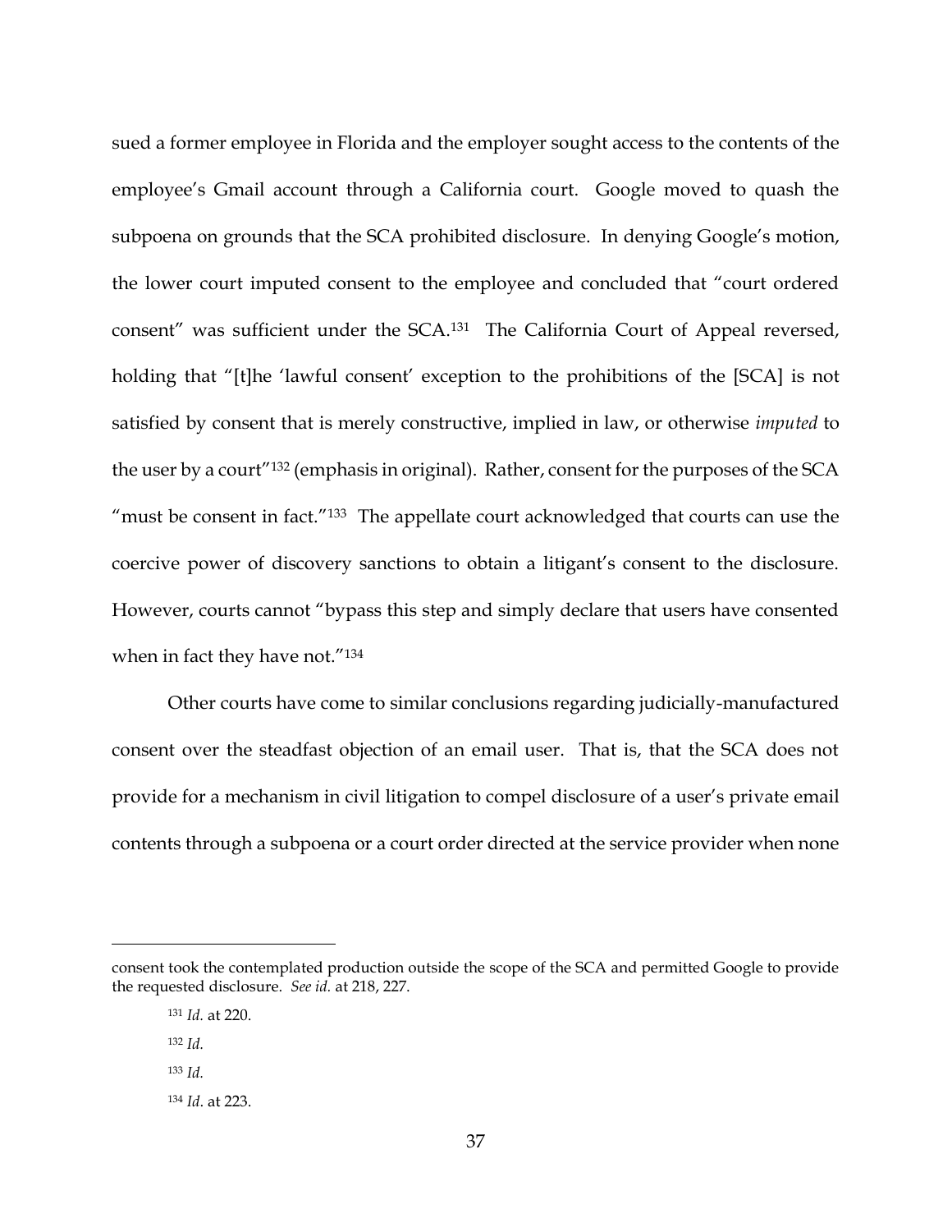sued a former employee in Florida and the employer sought access to the contents of the employee's Gmail account through a California court. Google moved to quash the subpoena on grounds that the SCA prohibited disclosure. In denying Google's motion, the lower court imputed consent to the employee and concluded that "court ordered consent" was sufficient under the SCA.[131] The California Court of Appeal reversed, holding that "[t]he 'lawful consent' exception to the prohibitions of the [SCA] is not satisfied by consent that is merely constructive, implied in law, or otherwise *imputed* to the user by a court"[132] (emphasis in original). Rather, consent for the purposes of the SCA "must be consent in fact."[133] The appellate court acknowledged that courts can use the coercive power of discovery sanctions to obtain a litigant's consent to the disclosure. However, courts cannot "bypass this step and simply declare that users have consented when in fact they have not."[134]

Other courts have come to similar conclusions regarding judicially-manufactured consent over the steadfast objection of an email user. That is, that the SCA does not provide for a mechanism in civil litigation to compel disclosure of a user's private email contents through a subpoena or a court order directed at the service provider when none

---

consent took the contemplated production outside the scope of the SCA and permitted Google to provide the requested disclosure. *See id.* at 218, 227.

[131] *Id.* at 220.

[132] *Id.*

[133] *Id.*

[134] *Id*. at 223.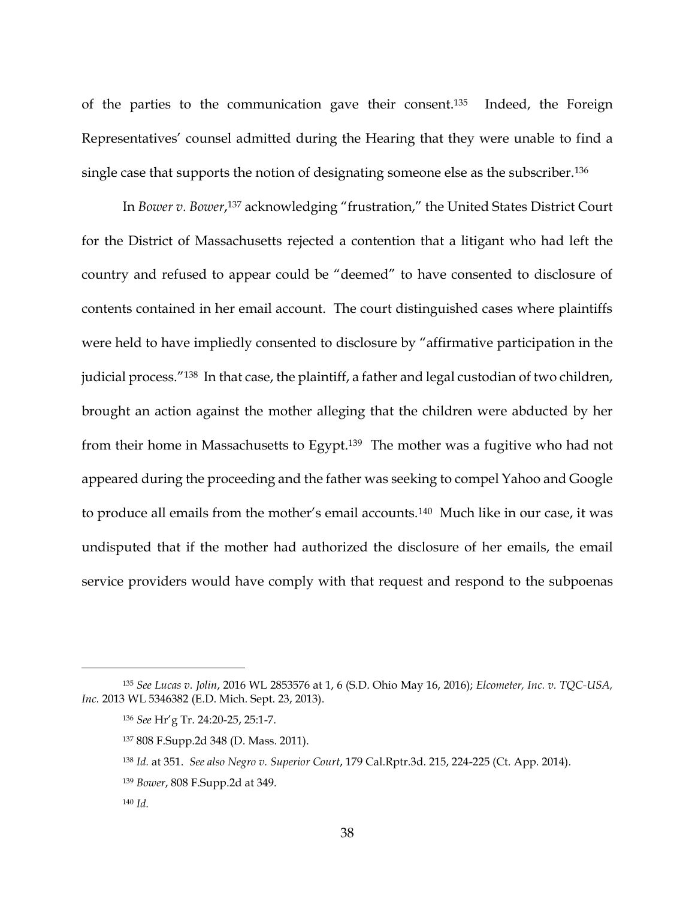of the parties to the communication gave their consent.[135] Indeed, the Foreign Representatives' counsel admitted during the Hearing that they were unable to find a single case that supports the notion of designating someone else as the subscriber.[136]

In *Bower v. Bower*,[137] acknowledging "frustration," the United States District Court for the District of Massachusetts rejected a contention that a litigant who had left the country and refused to appear could be "deemed" to have consented to disclosure of contents contained in her email account. The court distinguished cases where plaintiffs were held to have impliedly consented to disclosure by "affirmative participation in the judicial process."[138] In that case, the plaintiff, a father and legal custodian of two children, brought an action against the mother alleging that the children were abducted by her from their home in Massachusetts to Egypt.[139] The mother was a fugitive who had not appeared during the proceeding and the father was seeking to compel Yahoo and Google to produce all emails from the mother's email accounts.[140] Much like in our case, it was undisputed that if the mother had authorized the disclosure of her emails, the email service providers would have comply with that request and respond to the subpoenas

---

[135] *See Lucas v. Jolin*, 2016 WL 2853576 at 1, 6 (S.D. Ohio May 16, 2016); *Elcometer, Inc. v. TQC-USA, Inc.* 2013 WL 5346382 (E.D. Mich. Sept. 23, 2013).

[136] *See* Hr'g Tr. 24:20-25, 25:1-7.

[137] 808 F.Supp.2d 348 (D. Mass. 2011).

[138] *Id.* at 351. *See also Negro v. Superior Court*, 179 Cal.Rptr.3d. 215, 224-225 (Ct. App. 2014).

[139] *Bower*, 808 F.Supp.2d at 349.

[140] *Id.*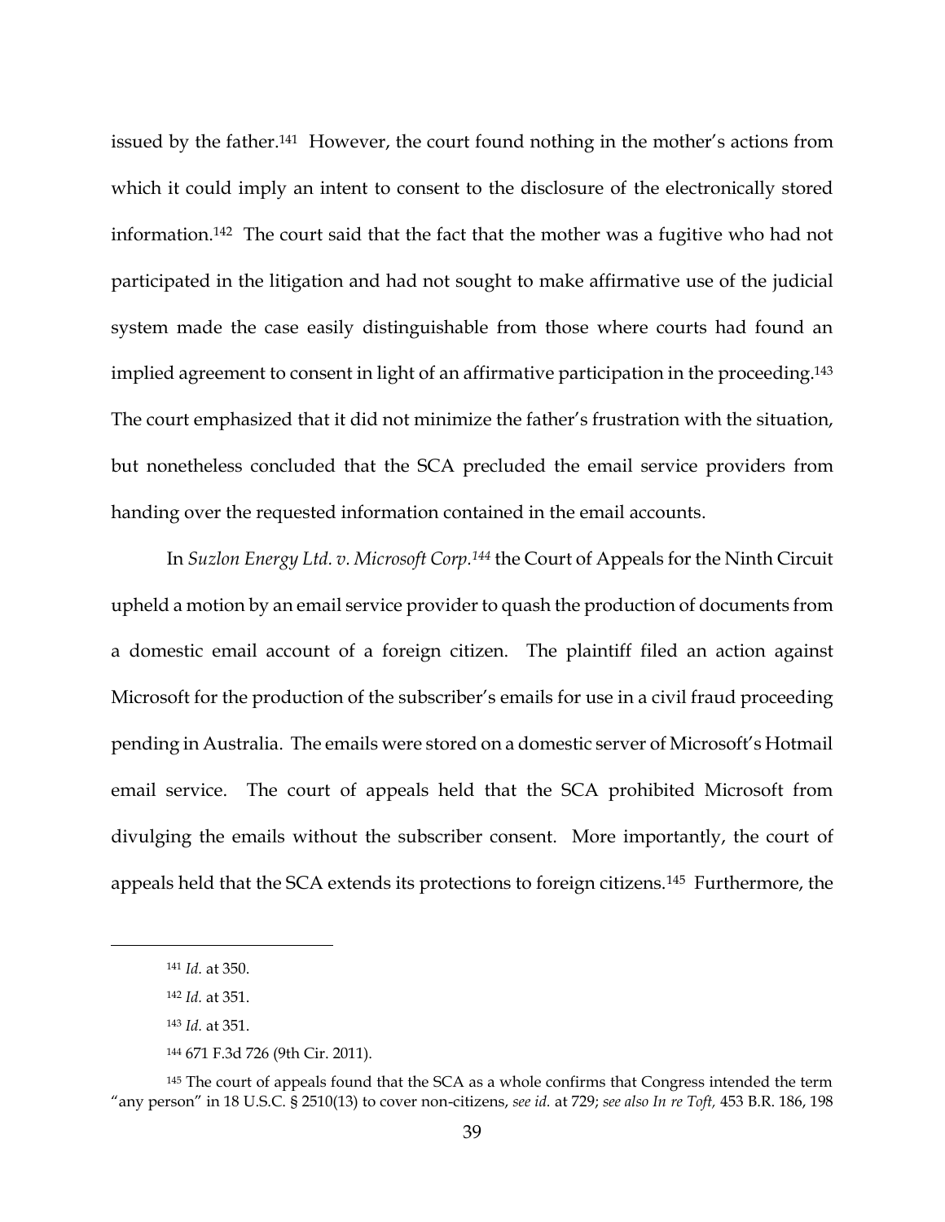issued by the father.[141] However, the court found nothing in the mother's actions from which it could imply an intent to consent to the disclosure of the electronically stored information.[142] The court said that the fact that the mother was a fugitive who had not participated in the litigation and had not sought to make affirmative use of the judicial system made the case easily distinguishable from those where courts had found an implied agreement to consent in light of an affirmative participation in the proceeding.[143] The court emphasized that it did not minimize the father's frustration with the situation, but nonetheless concluded that the SCA precluded the email service providers from handing over the requested information contained in the email accounts.

In *Suzlon Energy Ltd. v. Microsoft Corp.*[144] the Court of Appeals for the Ninth Circuit upheld a motion by an email service provider to quash the production of documents from a domestic email account of a foreign citizen. The plaintiff filed an action against Microsoft for the production of the subscriber's emails for use in a civil fraud proceeding pending in Australia. The emails were stored on a domestic server of Microsoft's Hotmail email service. The court of appeals held that the SCA prohibited Microsoft from divulging the emails without the subscriber consent. More importantly, the court of appeals held that the SCA extends its protections to foreign citizens.[145] Furthermore, the

---

[141] *Id.* at 350.

[142] *Id.* at 351.

[143] *Id.* at 351.

[144] 671 F.3d 726 (9th Cir. 2011).

[145] The court of appeals found that the SCA as a whole confirms that Congress intended the term "any person" in 18 U.S.C. § 2510(13) to cover non-citizens, *see id.* at 729; *see also In re Toft,* 453 B.R. 186, 198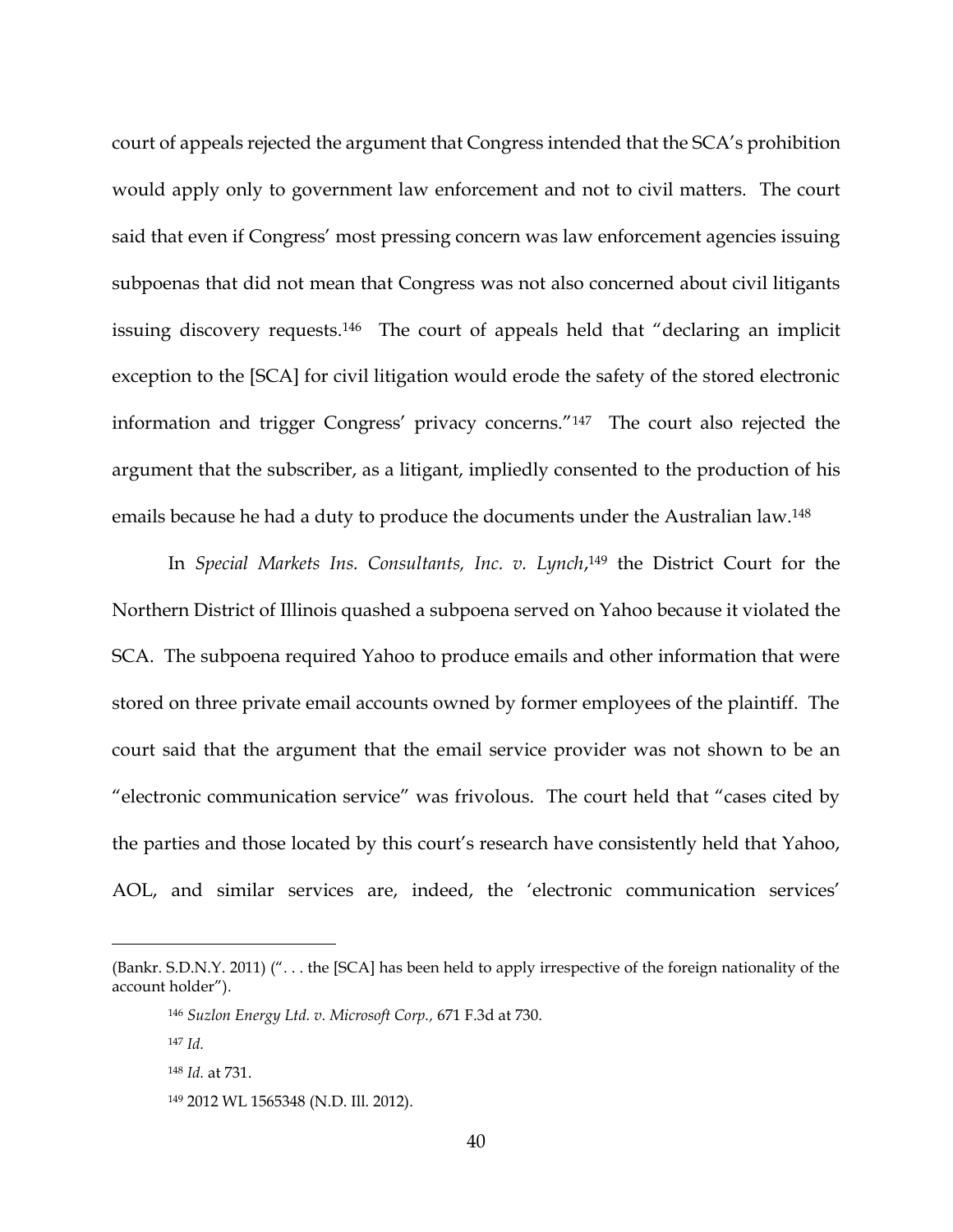court of appeals rejected the argument that Congress intended that the SCA's prohibition would apply only to government law enforcement and not to civil matters. The court said that even if Congress' most pressing concern was law enforcement agencies issuing subpoenas that did not mean that Congress was not also concerned about civil litigants issuing discovery requests.[146] The court of appeals held that "declaring an implicit exception to the [SCA] for civil litigation would erode the safety of the stored electronic information and trigger Congress' privacy concerns."[147] The court also rejected the argument that the subscriber, as a litigant, impliedly consented to the production of his emails because he had a duty to produce the documents under the Australian law.[148]

In *Special Markets Ins. Consultants, Inc. v. Lynch*,[149] the District Court for the Northern District of Illinois quashed a subpoena served on Yahoo because it violated the SCA. The subpoena required Yahoo to produce emails and other information that were stored on three private email accounts owned by former employees of the plaintiff. The court said that the argument that the email service provider was not shown to be an "electronic communication service" was frivolous. The court held that "cases cited by the parties and those located by this court's research have consistently held that Yahoo, AOL, and similar services are, indeed, the 'electronic communication services'

---

(Bankr. S.D.N.Y. 2011) (". . . the [SCA] has been held to apply irrespective of the foreign nationality of the account holder").

[146] *Suzlon Energy Ltd. v. Microsoft Corp.*, 671 F.3d at 730.

[147] *Id.*

[148] *Id.* at 731.

[149] 2012 WL 1565348 (N.D. Ill. 2012).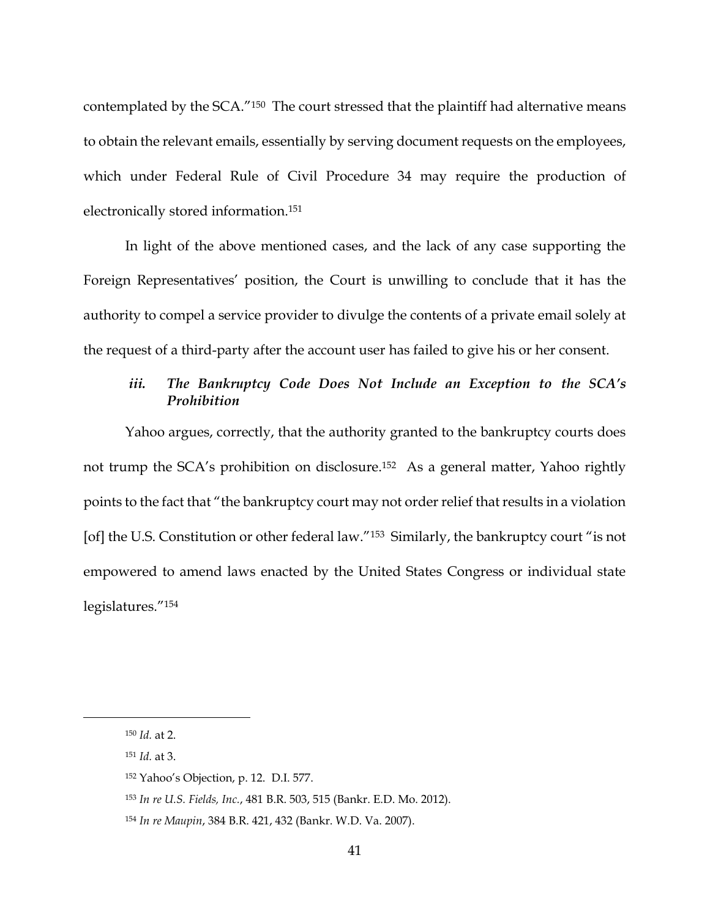contemplated by the SCA."[150] The court stressed that the plaintiff had alternative means to obtain the relevant emails, essentially by serving document requests on the employees, which under Federal Rule of Civil Procedure 34 may require the production of electronically stored information.[151]

In light of the above mentioned cases, and the lack of any case supporting the Foreign Representatives' position, the Court is unwilling to conclude that it has the authority to compel a service provider to divulge the contents of a private email solely at the request of a third-party after the account user has failed to give his or her consent.

#### *iii. The Bankruptcy Code Does Not Include an Exception to the SCA's Prohibition*

Yahoo argues, correctly, that the authority granted to the bankruptcy courts does not trump the SCA's prohibition on disclosure.[152] As a general matter, Yahoo rightly points to the fact that "the bankruptcy court may not order relief that results in a violation [of] the U.S. Constitution or other federal law."[153] Similarly, the bankruptcy court "is not empowered to amend laws enacted by the United States Congress or individual state legislatures."[154]

---

[150] *Id.* at 2.

[151] *Id.* at 3.

[152] Yahoo's Objection, p. 12. D.I. 577.

[153] *In re U.S. Fields, Inc.*, 481 B.R. 503, 515 (Bankr. E.D. Mo. 2012).

[154] *In re Maupin*, 384 B.R. 421, 432 (Bankr. W.D. Va. 2007).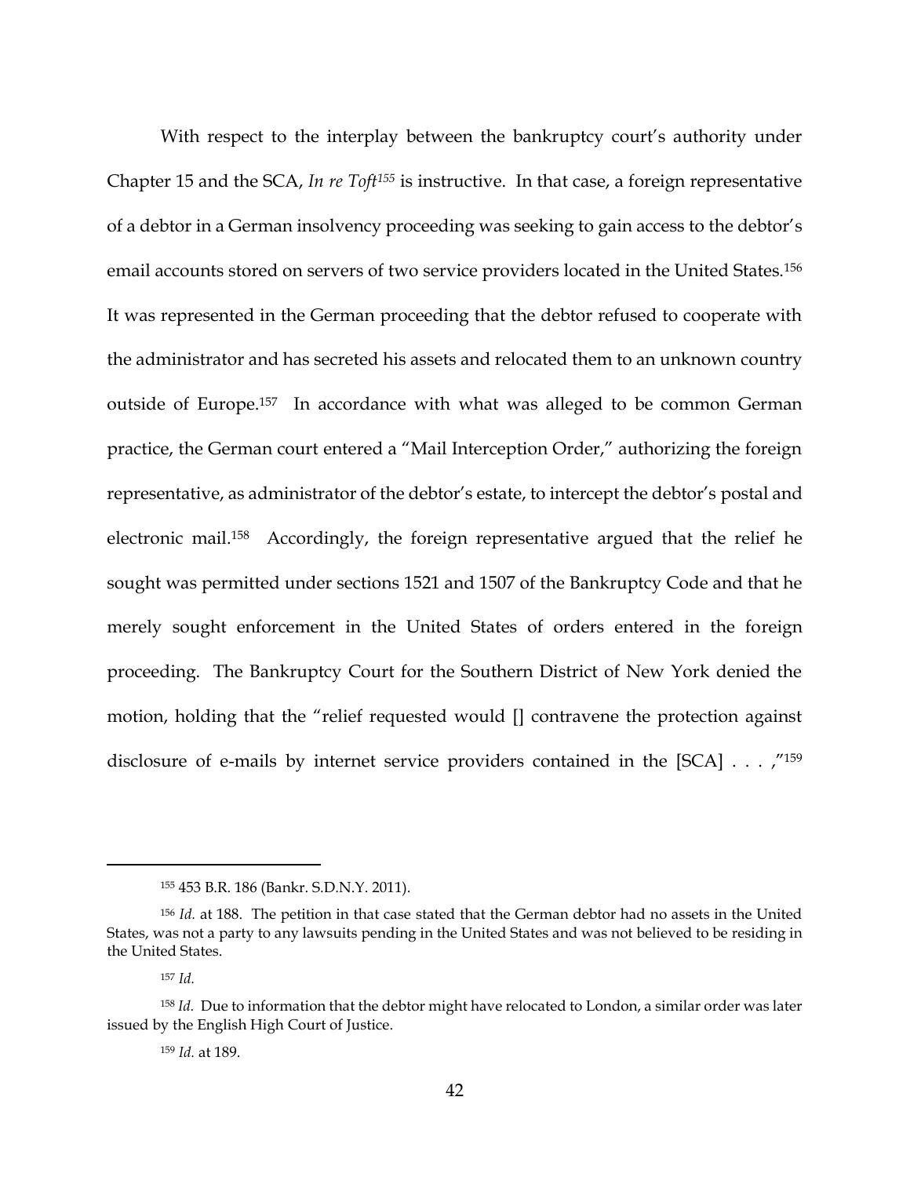With respect to the interplay between the bankruptcy court's authority under Chapter 15 and the SCA, *In re Toft*[155] is instructive. In that case, a foreign representative of a debtor in a German insolvency proceeding was seeking to gain access to the debtor's email accounts stored on servers of two service providers located in the United States.[156] It was represented in the German proceeding that the debtor refused to cooperate with the administrator and has secreted his assets and relocated them to an unknown country outside of Europe.[157] In accordance with what was alleged to be common German practice, the German court entered a "Mail Interception Order," authorizing the foreign representative, as administrator of the debtor's estate, to intercept the debtor's postal and electronic mail.[158] Accordingly, the foreign representative argued that the relief he sought was permitted under sections 1521 and 1507 of the Bankruptcy Code and that he merely sought enforcement in the United States of orders entered in the foreign proceeding. The Bankruptcy Court for the Southern District of New York denied the motion, holding that the "relief requested would [] contravene the protection against disclosure of e-mails by internet service providers contained in the [SCA] . . . ,"[159]

---

[155] 453 B.R. 186 (Bankr. S.D.N.Y. 2011).

[156] *Id.* at 188. The petition in that case stated that the German debtor had no assets in the United States, was not a party to any lawsuits pending in the United States and was not believed to be residing in the United States.

[157] *Id.*

[158] *Id.* Due to information that the debtor might have relocated to London, a similar order was later issued by the English High Court of Justice.

[159] *Id.* at 189.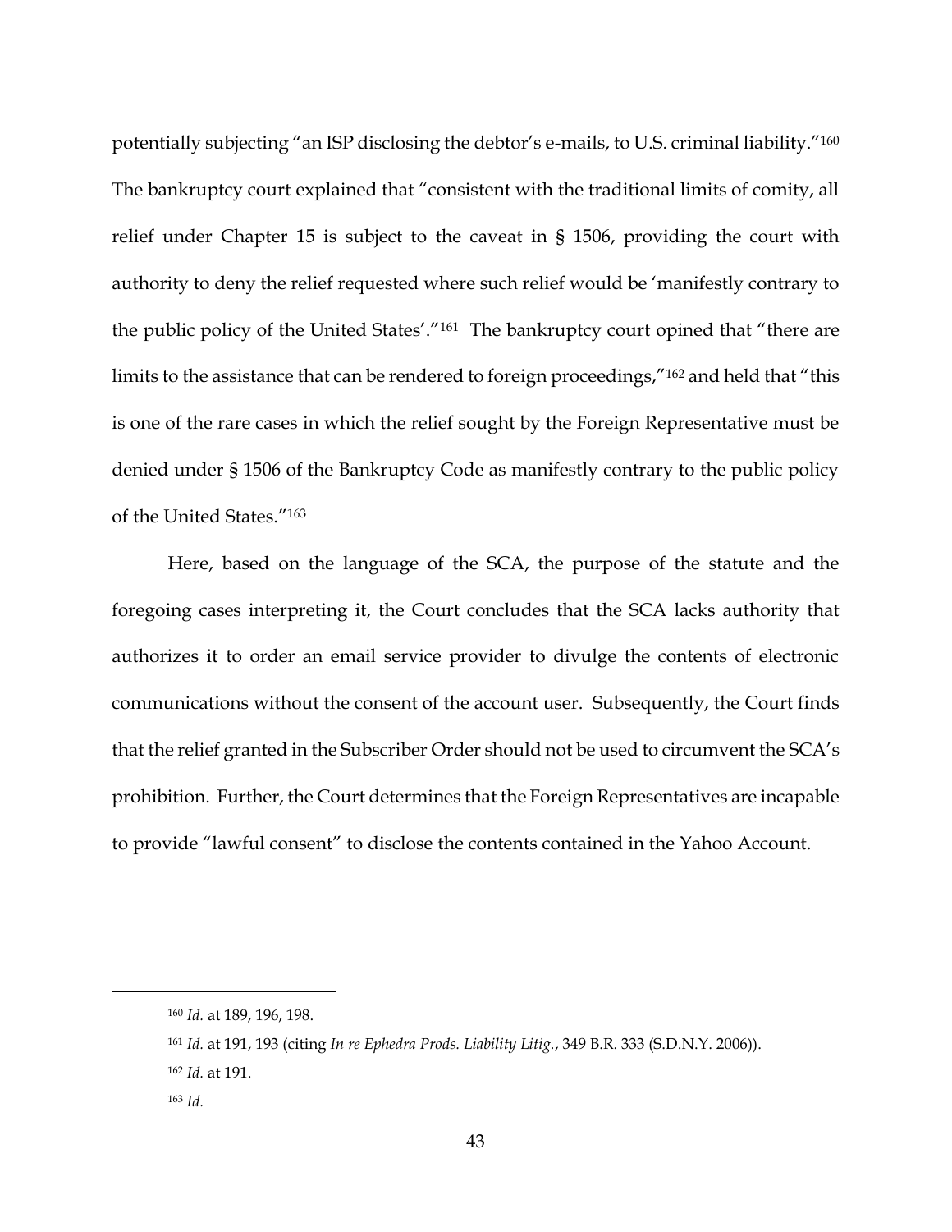potentially subjecting "an ISP disclosing the debtor's e-mails, to U.S. criminal liability."[160] The bankruptcy court explained that "consistent with the traditional limits of comity, all relief under Chapter 15 is subject to the caveat in § 1506, providing the court with authority to deny the relief requested where such relief would be 'manifestly contrary to the public policy of the United States'."[161] The bankruptcy court opined that "there are limits to the assistance that can be rendered to foreign proceedings,"[162] and held that "this is one of the rare cases in which the relief sought by the Foreign Representative must be denied under § 1506 of the Bankruptcy Code as manifestly contrary to the public policy of the United States."[163]

Here, based on the language of the SCA, the purpose of the statute and the foregoing cases interpreting it, the Court concludes that the SCA lacks authority that authorizes it to order an email service provider to divulge the contents of electronic communications without the consent of the account user. Subsequently, the Court finds that the relief granted in the Subscriber Order should not be used to circumvent the SCA's prohibition. Further, the Court determines that the Foreign Representatives are incapable to provide "lawful consent" to disclose the contents contained in the Yahoo Account.

---

[160] *Id.* at 189, 196, 198.

[161] *Id.* at 191, 193 (citing *In re Ephedra Prods. Liability Litig.*, 349 B.R. 333 (S.D.N.Y. 2006)).

[162] *Id.* at 191.

[163] *Id.*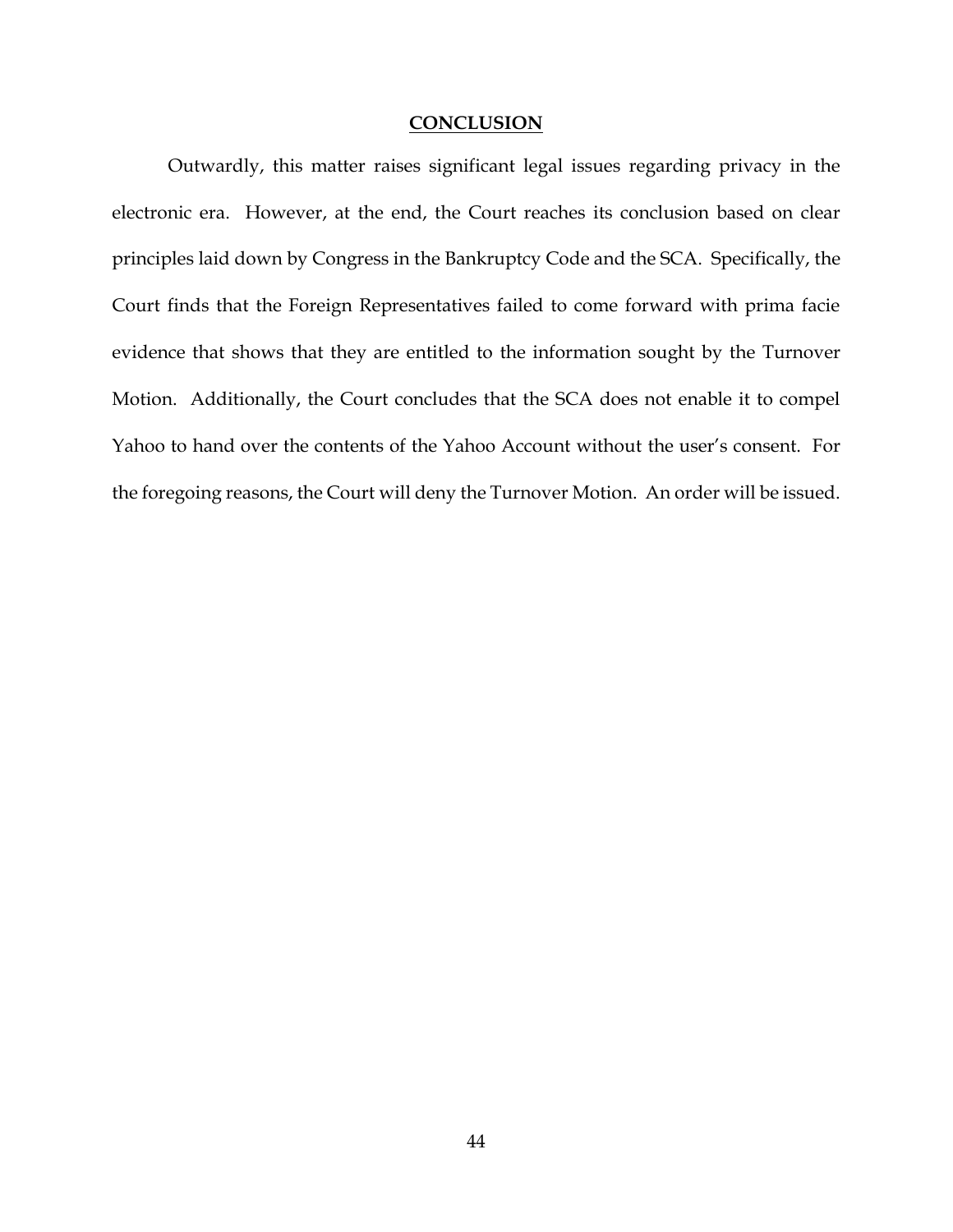## CONCLUSION

Outwardly, this matter raises significant legal issues regarding privacy in the electronic era. However, at the end, the Court reaches its conclusion based on clear principles laid down by Congress in the Bankruptcy Code and the SCA. Specifically, the Court finds that the Foreign Representatives failed to come forward with prima facie evidence that shows that they are entitled to the information sought by the Turnover Motion. Additionally, the Court concludes that the SCA does not enable it to compel Yahoo to hand over the contents of the Yahoo Account without the user's consent. For the foregoing reasons, the Court will deny the Turnover Motion. An order will be issued.